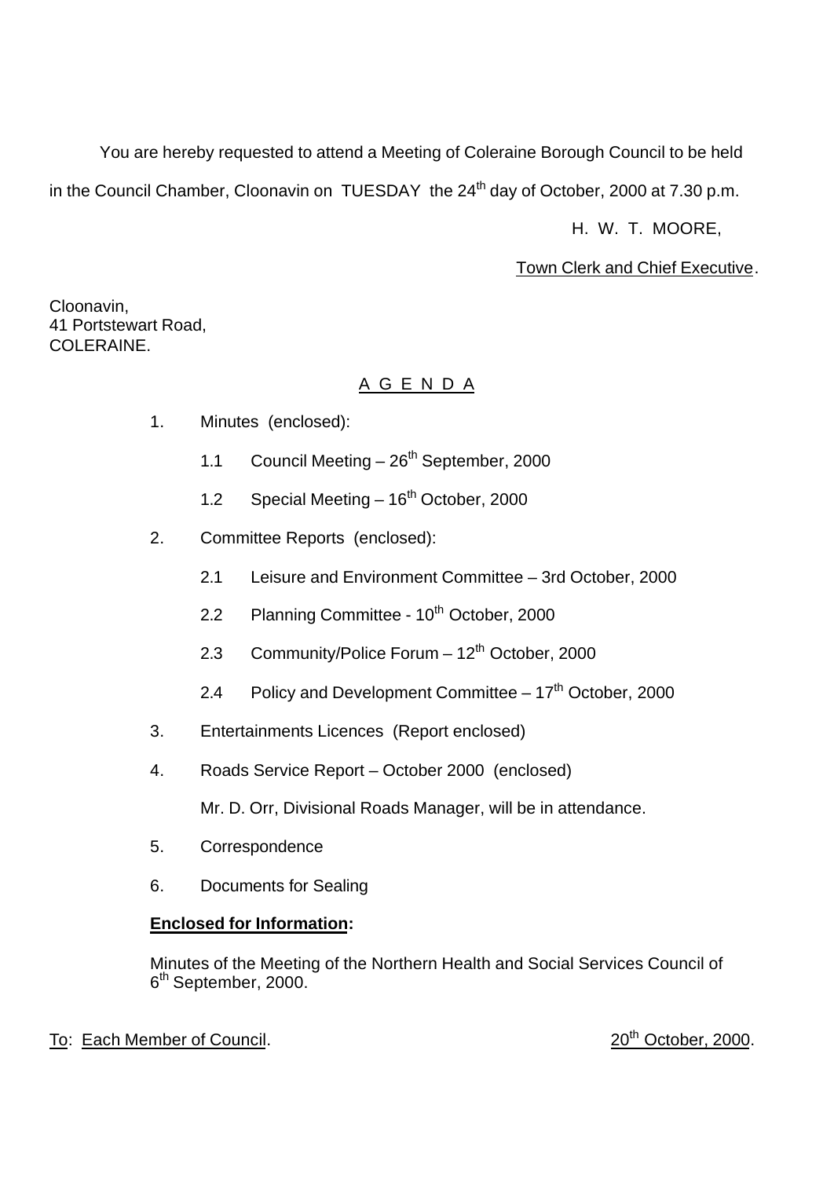You are hereby requested to attend a Meeting of Coleraine Borough Council to be held in the Council Chamber, Cloonavin on TUESDAY the 24th day of October, 2000 at 7.30 p.m.

H. W. T. MOORE,

Town Clerk and Chief Executive.

Cloonavin,
41 Portstewart Road,
COLERAINE.

## A G E N D A

1. Minutes (enclosed):

   1.1 Council Meeting – 26th September, 2000

   1.2 Special Meeting – 16th October, 2000

2. Committee Reports (enclosed):

   2.1 Leisure and Environment Committee – 3rd October, 2000

   2.2 Planning Committee - 10th October, 2000

   2.3 Community/Police Forum – 12th October, 2000

   2.4 Policy and Development Committee – 17th October, 2000

3. Entertainments Licences (Report enclosed)

4. Roads Service Report – October 2000 (enclosed)

   Mr. D. Orr, Divisional Roads Manager, will be in attendance.

5. Correspondence

6. Documents for Sealing

**Enclosed for Information:**

Minutes of the Meeting of the Northern Health and Social Services Council of 6th September, 2000.

To: Each Member of Council. 20th October, 2000.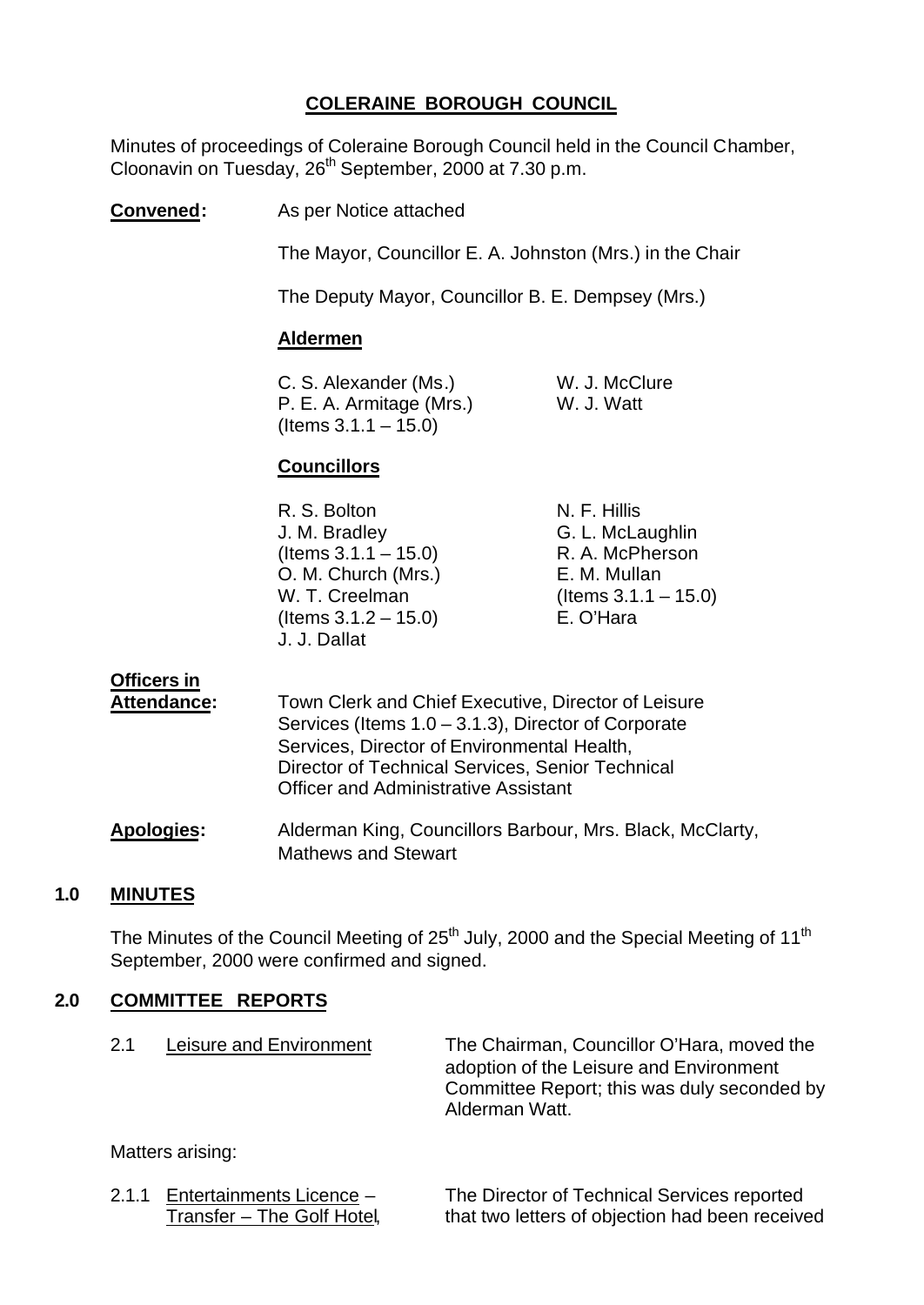# COLERAINE BOROUGH COUNCIL

Minutes of proceedings of Coleraine Borough Council held in the Council Chamber, Cloonavin on Tuesday, 26th September, 2000 at 7.30 p.m.

**Convened:** As per Notice attached

The Mayor, Councillor E. A. Johnston (Mrs.) in the Chair

The Deputy Mayor, Councillor B. E. Dempsey (Mrs.)

**Aldermen**

C. S. Alexander (Ms.)
P. E. A. Armitage (Mrs.) (Items 3.1.1 – 15.0)
W. J. McClure
W. J. Watt

**Councillors**

R. S. Bolton
J. M. Bradley (Items 3.1.1 – 15.0)
O. M. Church (Mrs.)
W. T. Creelman (Items 3.1.2 – 15.0)
J. J. Dallat
N. F. Hillis
G. L. McLaughlin
R. A. McPherson
E. M. Mullan (Items 3.1.1 – 15.0)
E. O'Hara

**Officers in Attendance:** Town Clerk and Chief Executive, Director of Leisure Services (Items 1.0 – 3.1.3), Director of Corporate Services, Director of Environmental Health, Director of Technical Services, Senior Technical Officer and Administrative Assistant

**Apologies:** Alderman King, Councillors Barbour, Mrs. Black, McClarty, Mathews and Stewart

## 1.0 MINUTES

The Minutes of the Council Meeting of 25th July, 2000 and the Special Meeting of 11th September, 2000 were confirmed and signed.

## 2.0 COMMITTEE REPORTS

2.1 Leisure and Environment

The Chairman, Councillor O'Hara, moved the adoption of the Leisure and Environment Committee Report; this was duly seconded by Alderman Watt.

Matters arising:

2.1.1 Entertainments Licence – Transfer – The Golf Hotel,

The Director of Technical Services reported that two letters of objection had been received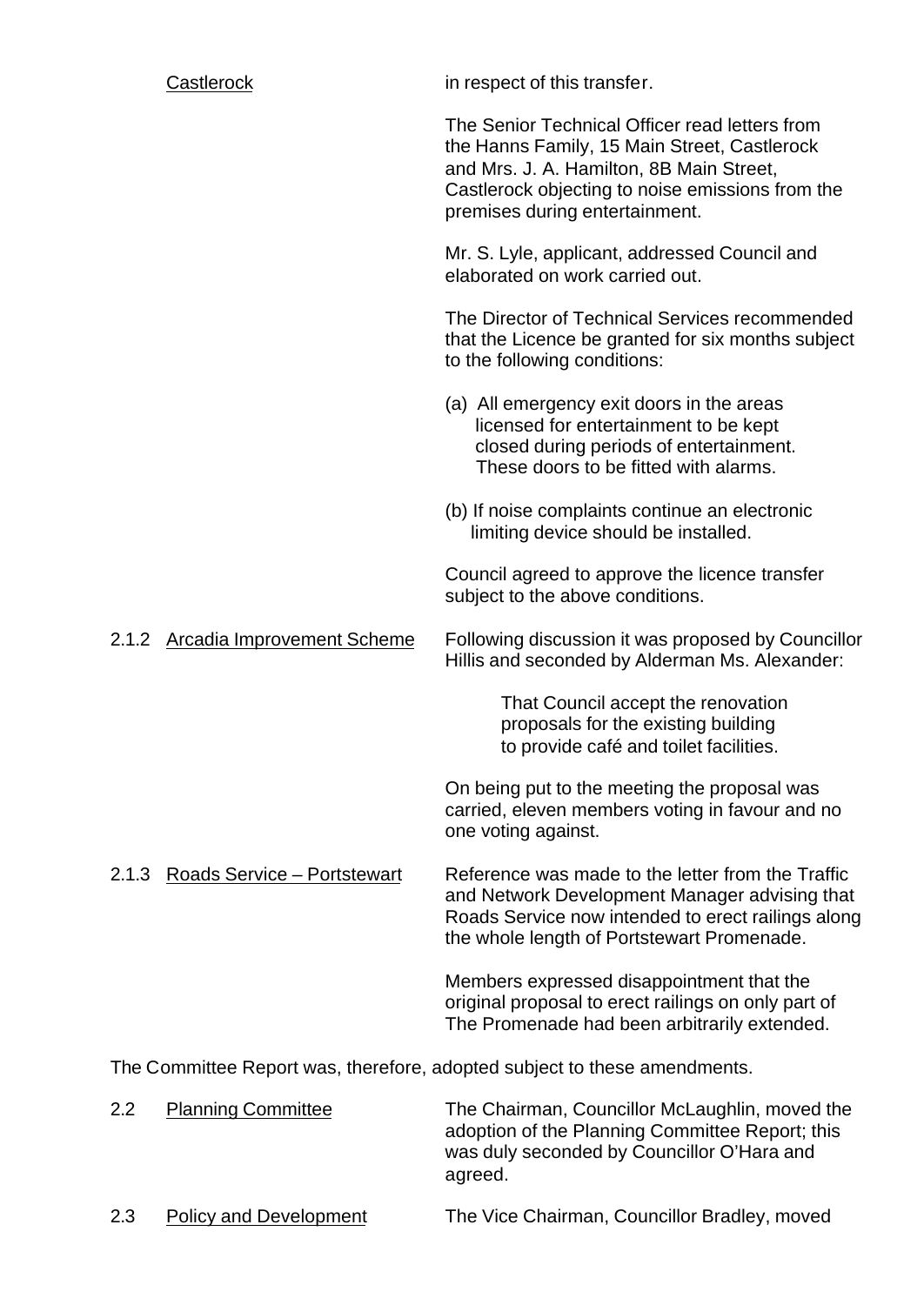Castlerock — in respect of this transfer.

The Senior Technical Officer read letters from the Hanns Family, 15 Main Street, Castlerock and Mrs. J. A. Hamilton, 8B Main Street, Castlerock objecting to noise emissions from the premises during entertainment.

Mr. S. Lyle, applicant, addressed Council and elaborated on work carried out.

The Director of Technical Services recommended that the Licence be granted for six months subject to the following conditions:

(a) All emergency exit doors in the areas licensed for entertainment to be kept closed during periods of entertainment. These doors to be fitted with alarms.

(b) If noise complaints continue an electronic limiting device should be installed.

Council agreed to approve the licence transfer subject to the above conditions.

2.1.2 Arcadia Improvement Scheme — Following discussion it was proposed by Councillor Hillis and seconded by Alderman Ms. Alexander:

> That Council accept the renovation proposals for the existing building to provide café and toilet facilities.

On being put to the meeting the proposal was carried, eleven members voting in favour and no one voting against.

2.1.3 Roads Service – Portstewart — Reference was made to the letter from the Traffic and Network Development Manager advising that Roads Service now intended to erect railings along the whole length of Portstewart Promenade.

Members expressed disappointment that the original proposal to erect railings on only part of The Promenade had been arbitrarily extended.

The Committee Report was, therefore, adopted subject to these amendments.

2.2 Planning Committee — The Chairman, Councillor McLaughlin, moved the adoption of the Planning Committee Report; this was duly seconded by Councillor O'Hara and agreed.

2.3 Policy and Development — The Vice Chairman, Councillor Bradley, moved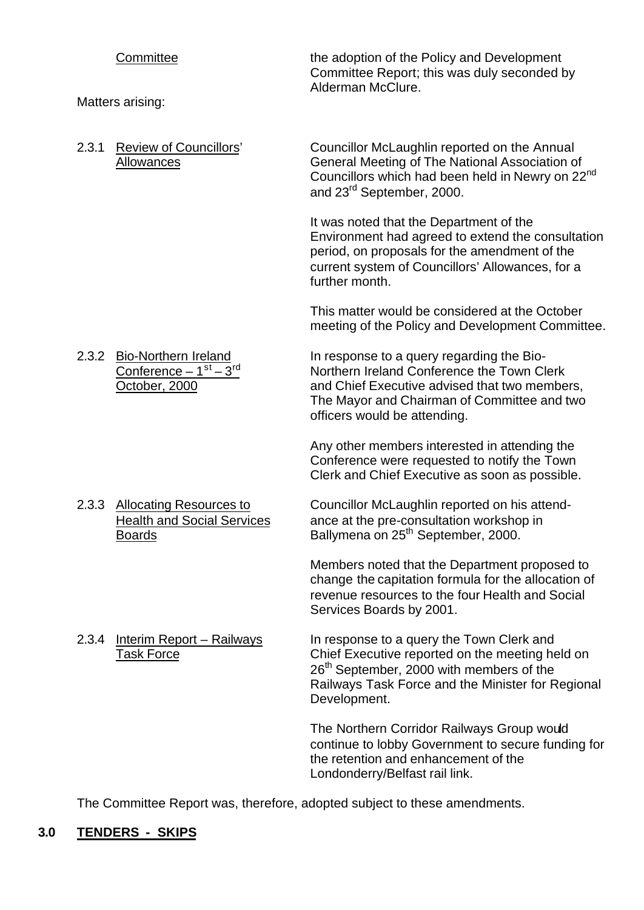Committee — the adoption of the Policy and Development Committee Report; this was duly seconded by Alderman McClure.

Matters arising:

2.3.1 Review of Councillors' Allowances

Councillor McLaughlin reported on the Annual General Meeting of The National Association of Councillors which had been held in Newry on 22nd and 23rd September, 2000.

It was noted that the Department of the Environment had agreed to extend the consultation period, on proposals for the amendment of the current system of Councillors' Allowances, for a further month.

This matter would be considered at the October meeting of the Policy and Development Committee.

2.3.2 Bio-Northern Ireland Conference – 1st – 3rd October, 2000

In response to a query regarding the Bio-Northern Ireland Conference the Town Clerk and Chief Executive advised that two members, The Mayor and Chairman of Committee and two officers would be attending.

Any other members interested in attending the Conference were requested to notify the Town Clerk and Chief Executive as soon as possible.

2.3.3 Allocating Resources to Health and Social Services Boards

Councillor McLaughlin reported on his attendance at the pre-consultation workshop in Ballymena on 25th September, 2000.

Members noted that the Department proposed to change the capitation formula for the allocation of revenue resources to the four Health and Social Services Boards by 2001.

2.3.4 Interim Report – Railways Task Force

In response to a query the Town Clerk and Chief Executive reported on the meeting held on 26th September, 2000 with members of the Railways Task Force and the Minister for Regional Development.

The Northern Corridor Railways Group would continue to lobby Government to secure funding for the retention and enhancement of the Londonderry/Belfast rail link.

The Committee Report was, therefore, adopted subject to these amendments.

## 3.0 TENDERS - SKIPS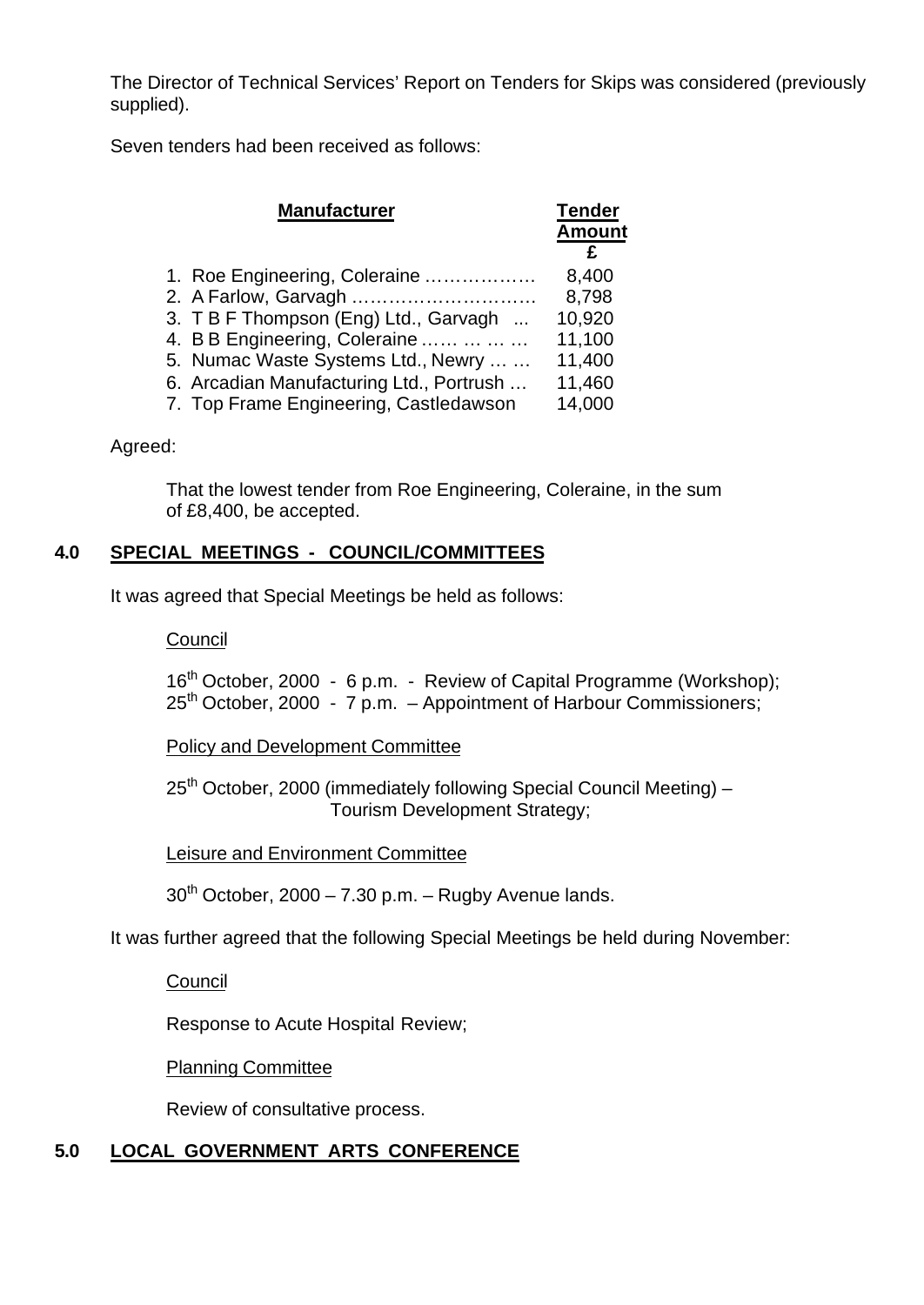The Director of Technical Services' Report on Tenders for Skips was considered (previously supplied).

Seven tenders had been received as follows:

| Manufacturer | Tender Amount £ |
|---|---|
| 1. Roe Engineering, Coleraine ……………… | 8,400 |
| 2. A Farlow, Garvagh ………………………… | 8,798 |
| 3. T B F Thompson (Eng) Ltd., Garvagh ... | 10,920 |
| 4. B B Engineering, Coleraine …… … … … | 11,100 |
| 5. Numac Waste Systems Ltd., Newry … … | 11,400 |
| 6. Arcadian Manufacturing Ltd., Portrush … | 11,460 |
| 7. Top Frame Engineering, Castledawson | 14,000 |

Agreed:

> That the lowest tender from Roe Engineering, Coleraine, in the sum of £8,400, be accepted.

## 4.0 SPECIAL MEETINGS - COUNCIL/COMMITTEES

It was agreed that Special Meetings be held as follows:

Council

16th October, 2000 - 6 p.m. - Review of Capital Programme (Workshop);
25th October, 2000 - 7 p.m. – Appointment of Harbour Commissioners;

Policy and Development Committee

25th October, 2000 (immediately following Special Council Meeting) – Tourism Development Strategy;

Leisure and Environment Committee

30th October, 2000 – 7.30 p.m. – Rugby Avenue lands.

It was further agreed that the following Special Meetings be held during November:

Council

Response to Acute Hospital Review;

Planning Committee

Review of consultative process.

## 5.0 LOCAL GOVERNMENT ARTS CONFERENCE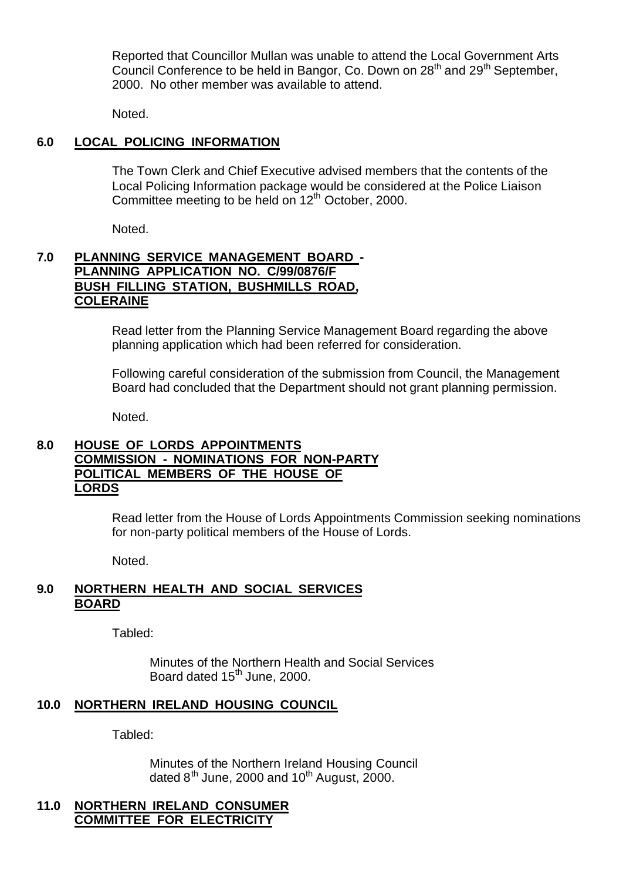Reported that Councillor Mullan was unable to attend the Local Government Arts Council Conference to be held in Bangor, Co. Down on 28th and 29th September, 2000. No other member was available to attend.

Noted.

## 6.0 LOCAL POLICING INFORMATION

The Town Clerk and Chief Executive advised members that the contents of the Local Policing Information package would be considered at the Police Liaison Committee meeting to be held on 12th October, 2000.

Noted.

## 7.0 PLANNING SERVICE MANAGEMENT BOARD - PLANNING APPLICATION NO. C/99/0876/F BUSH FILLING STATION, BUSHMILLS ROAD, COLERAINE

Read letter from the Planning Service Management Board regarding the above planning application which had been referred for consideration.

Following careful consideration of the submission from Council, the Management Board had concluded that the Department should not grant planning permission.

Noted.

## 8.0 HOUSE OF LORDS APPOINTMENTS COMMISSION - NOMINATIONS FOR NON-PARTY POLITICAL MEMBERS OF THE HOUSE OF LORDS

Read letter from the House of Lords Appointments Commission seeking nominations for non-party political members of the House of Lords.

Noted.

## 9.0 NORTHERN HEALTH AND SOCIAL SERVICES BOARD

Tabled:

Minutes of the Northern Health and Social Services Board dated 15th June, 2000.

## 10.0 NORTHERN IRELAND HOUSING COUNCIL

Tabled:

Minutes of the Northern Ireland Housing Council dated 8th June, 2000 and 10th August, 2000.

## 11.0 NORTHERN IRELAND CONSUMER COMMITTEE FOR ELECTRICITY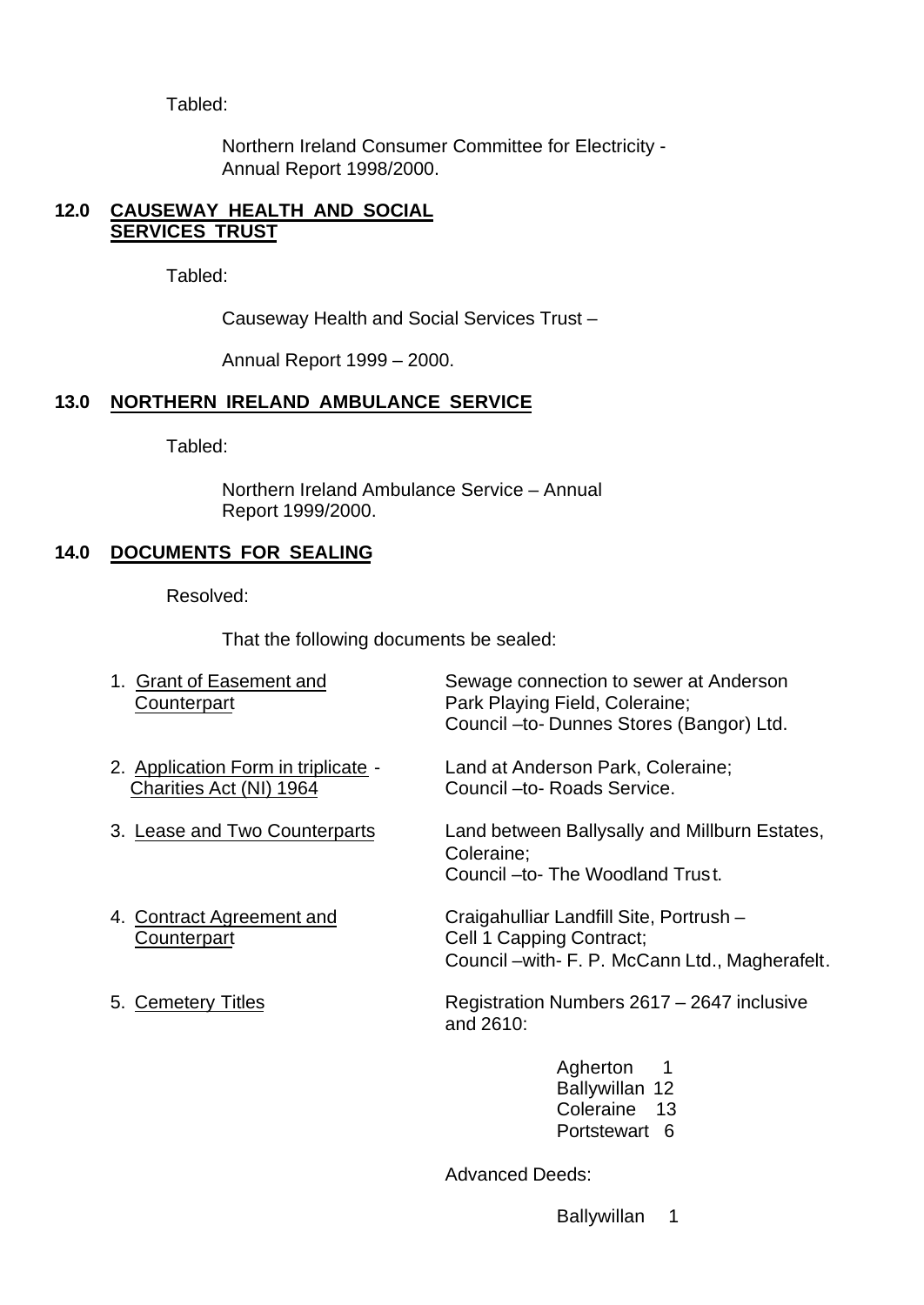Tabled:

Northern Ireland Consumer Committee for Electricity - Annual Report 1998/2000.

## 12.0 CAUSEWAY HEALTH AND SOCIAL SERVICES TRUST

Tabled:

Causeway Health and Social Services Trust –

Annual Report 1999 – 2000.

## 13.0 NORTHERN IRELAND AMBULANCE SERVICE

Tabled:

Northern Ireland Ambulance Service – Annual Report 1999/2000.

## 14.0 DOCUMENTS FOR SEALING

Resolved:

That the following documents be sealed:

1. Grant of Easement and Counterpart — Sewage connection to sewer at Anderson Park Playing Field, Coleraine; Council –to- Dunnes Stores (Bangor) Ltd.

2. Application Form in triplicate - Charities Act (NI) 1964 — Land at Anderson Park, Coleraine; Council –to- Roads Service.

3. Lease and Two Counterparts — Land between Ballysally and Millburn Estates, Coleraine; Council –to- The Woodland Trust.

4. Contract Agreement and Counterpart — Craigahulliar Landfill Site, Portrush – Cell 1 Capping Contract; Council –with- F. P. McCann Ltd., Magherafelt.

5. Cemetery Titles — Registration Numbers 2617 – 2647 inclusive and 2610:

   Agherton 1
   Ballywillan 12
   Coleraine 13
   Portstewart 6

   Advanced Deeds:

   Ballywillan 1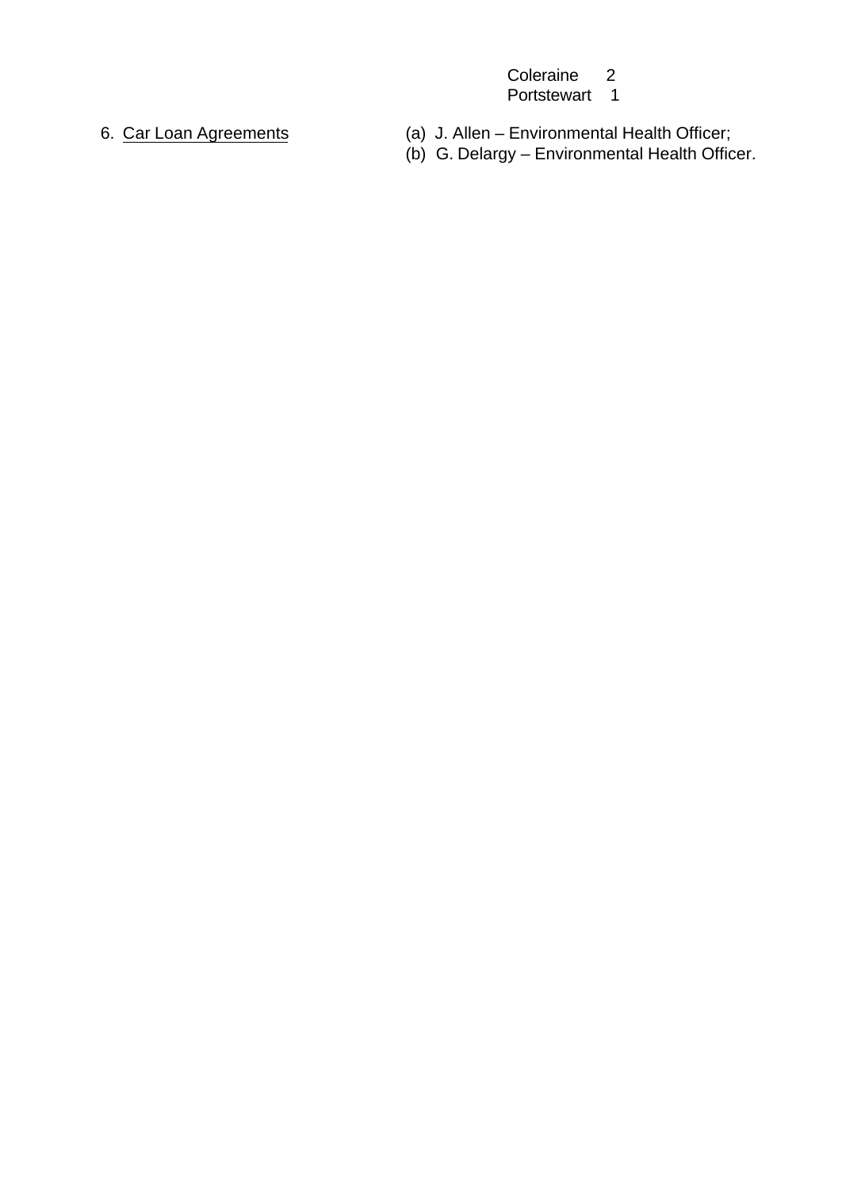| | |
|---|---|
| | Coleraine 2 |
| | Portstewart 1 |
| 6. <u>Car Loan Agreements</u> | (a) J. Allen – Environmental Health Officer; |
| | (b) G. Delargy – Environmental Health Officer. |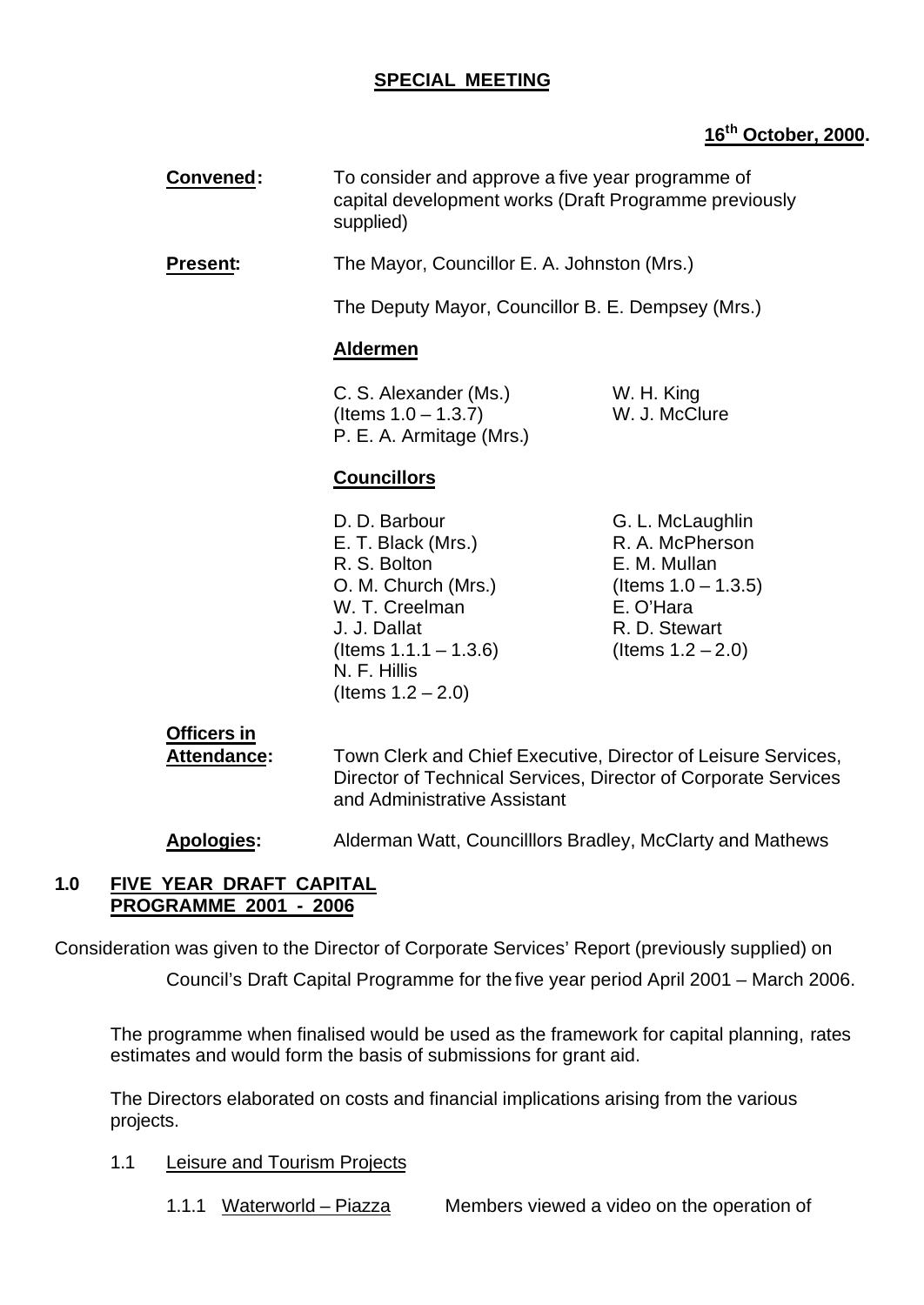**SPECIAL MEETING**

**16th October, 2000.**

**Convened:** To consider and approve a five year programme of capital development works (Draft Programme previously supplied)

**Present:** The Mayor, Councillor E. A. Johnston (Mrs.)

The Deputy Mayor, Councillor B. E. Dempsey (Mrs.)

**Aldermen**

C. S. Alexander (Ms.) (Items 1.0 – 1.3.7)
P. E. A. Armitage (Mrs.)
W. H. King
W. J. McClure

**Councillors**

D. D. Barbour
E. T. Black (Mrs.)
R. S. Bolton
O. M. Church (Mrs.)
W. T. Creelman
J. J. Dallat (Items 1.1.1 – 1.3.6)
N. F. Hillis (Items 1.2 – 2.0)
G. L. McLaughlin
R. A. McPherson
E. M. Mullan (Items 1.0 – 1.3.5)
E. O'Hara
R. D. Stewart (Items 1.2 – 2.0)

**Officers in Attendance:** Town Clerk and Chief Executive, Director of Leisure Services, Director of Technical Services, Director of Corporate Services and Administrative Assistant

**Apologies:** Alderman Watt, Councilllors Bradley, McClarty and Mathews

## 1.0 FIVE YEAR DRAFT CAPITAL PROGRAMME 2001 - 2006

Consideration was given to the Director of Corporate Services' Report (previously supplied) on Council's Draft Capital Programme for the five year period April 2001 – March 2006.

The programme when finalised would be used as the framework for capital planning, rates estimates and would form the basis of submissions for grant aid.

The Directors elaborated on costs and financial implications arising from the various projects.

1.1 Leisure and Tourism Projects

1.1.1 Waterworld – Piazza Members viewed a video on the operation of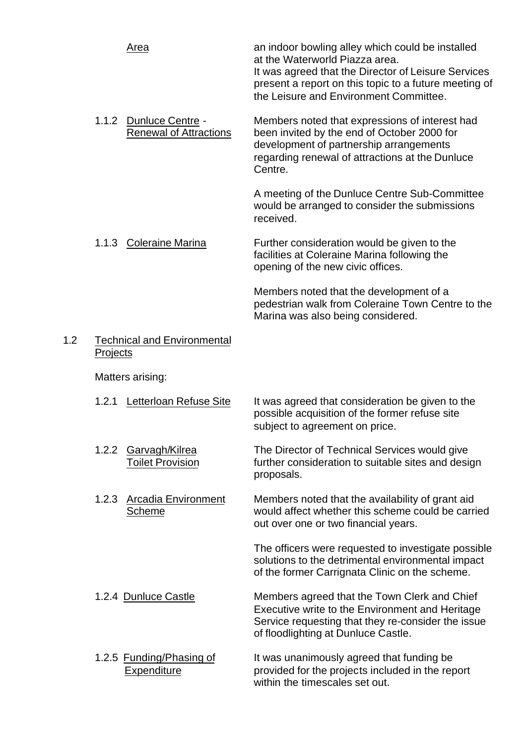Area — an indoor bowling alley which could be installed at the Waterworld Piazza area.
It was agreed that the Director of Leisure Services present a report on this topic to a future meeting of the Leisure and Environment Committee.

1.1.2 Dunluce Centre - Renewal of Attractions — Members noted that expressions of interest had been invited by the end of October 2000 for development of partnership arrangements regarding renewal of attractions at the Dunluce Centre.

A meeting of the Dunluce Centre Sub-Committee would be arranged to consider the submissions received.

1.1.3 Coleraine Marina — Further consideration would be given to the facilities at Coleraine Marina following the opening of the new civic offices.

Members noted that the development of a pedestrian walk from Coleraine Town Centre to the Marina was also being considered.

1.2 Technical and Environmental Projects

Matters arising:

1.2.1 Letterloan Refuse Site — It was agreed that consideration be given to the possible acquisition of the former refuse site subject to agreement on price.

1.2.2 Garvagh/Kilrea Toilet Provision — The Director of Technical Services would give further consideration to suitable sites and design proposals.

1.2.3 Arcadia Environment Scheme — Members noted that the availability of grant aid would affect whether this scheme could be carried out over one or two financial years.

The officers were requested to investigate possible solutions to the detrimental environmental impact of the former Carrignata Clinic on the scheme.

1.2.4 Dunluce Castle — Members agreed that the Town Clerk and Chief Executive write to the Environment and Heritage Service requesting that they re-consider the issue of floodlighting at Dunluce Castle.

1.2.5 Funding/Phasing of Expenditure — It was unanimously agreed that funding be provided for the projects included in the report within the timescales set out.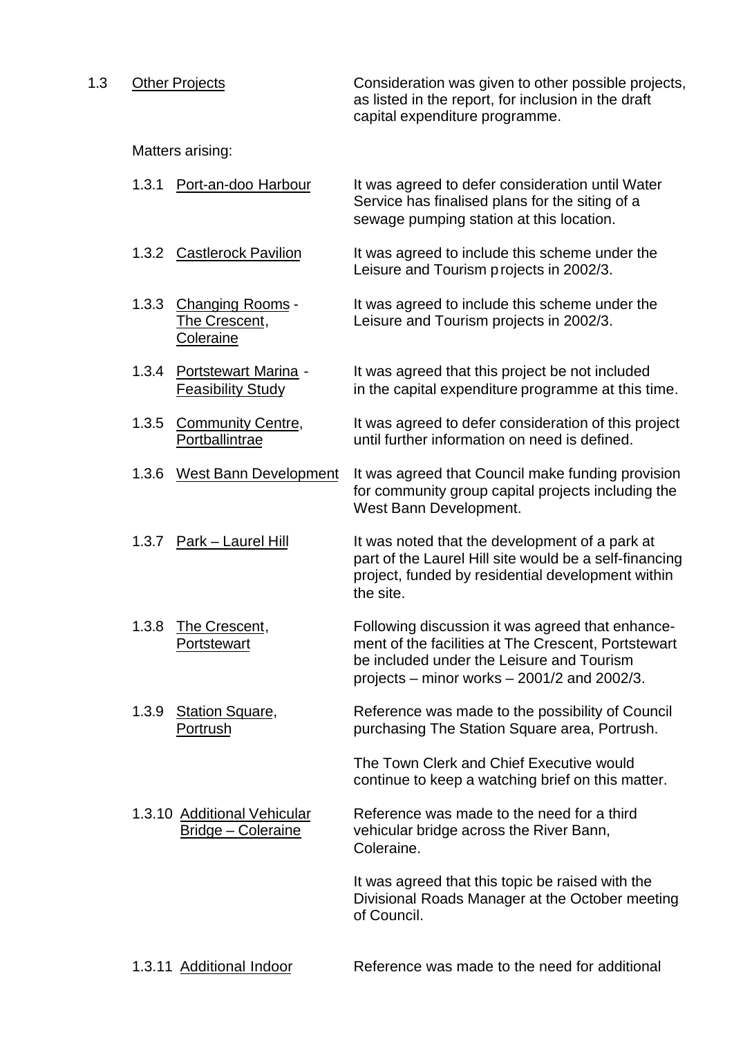1.3 <u>Other Projects</u> — Consideration was given to other possible projects, as listed in the report, for inclusion in the draft capital expenditure programme.

Matters arising:

1.3.1 <u>Port-an-doo Harbour</u> — It was agreed to defer consideration until Water Service has finalised plans for the siting of a sewage pumping station at this location.

1.3.2 <u>Castlerock Pavilion</u> — It was agreed to include this scheme under the Leisure and Tourism projects in 2002/3.

1.3.3 <u>Changing Rooms</u> - <u>The Crescent</u>, <u>Coleraine</u> — It was agreed to include this scheme under the Leisure and Tourism projects in 2002/3.

1.3.4 <u>Portstewart Marina</u> - <u>Feasibility Study</u> — It was agreed that this project be not included in the capital expenditure programme at this time.

1.3.5 <u>Community Centre</u>, <u>Portballintrae</u> — It was agreed to defer consideration of this project until further information on need is defined.

1.3.6 <u>West Bann Development</u> — It was agreed that Council make funding provision for community group capital projects including the West Bann Development.

1.3.7 <u>Park – Laurel Hill</u> — It was noted that the development of a park at part of the Laurel Hill site would be a self-financing project, funded by residential development within the site.

1.3.8 <u>The Crescent</u>, <u>Portstewart</u> — Following discussion it was agreed that enhancement of the facilities at The Crescent, Portstewart be included under the Leisure and Tourism projects – minor works – 2001/2 and 2002/3.

1.3.9 <u>Station Square</u>, <u>Portrush</u> — Reference was made to the possibility of Council purchasing The Station Square area, Portrush.

The Town Clerk and Chief Executive would continue to keep a watching brief on this matter.

1.3.10 <u>Additional Vehicular Bridge – Coleraine</u> — Reference was made to the need for a third vehicular bridge across the River Bann, Coleraine.

It was agreed that this topic be raised with the Divisional Roads Manager at the October meeting of Council.

1.3.11 <u>Additional Indoor</u> — Reference was made to the need for additional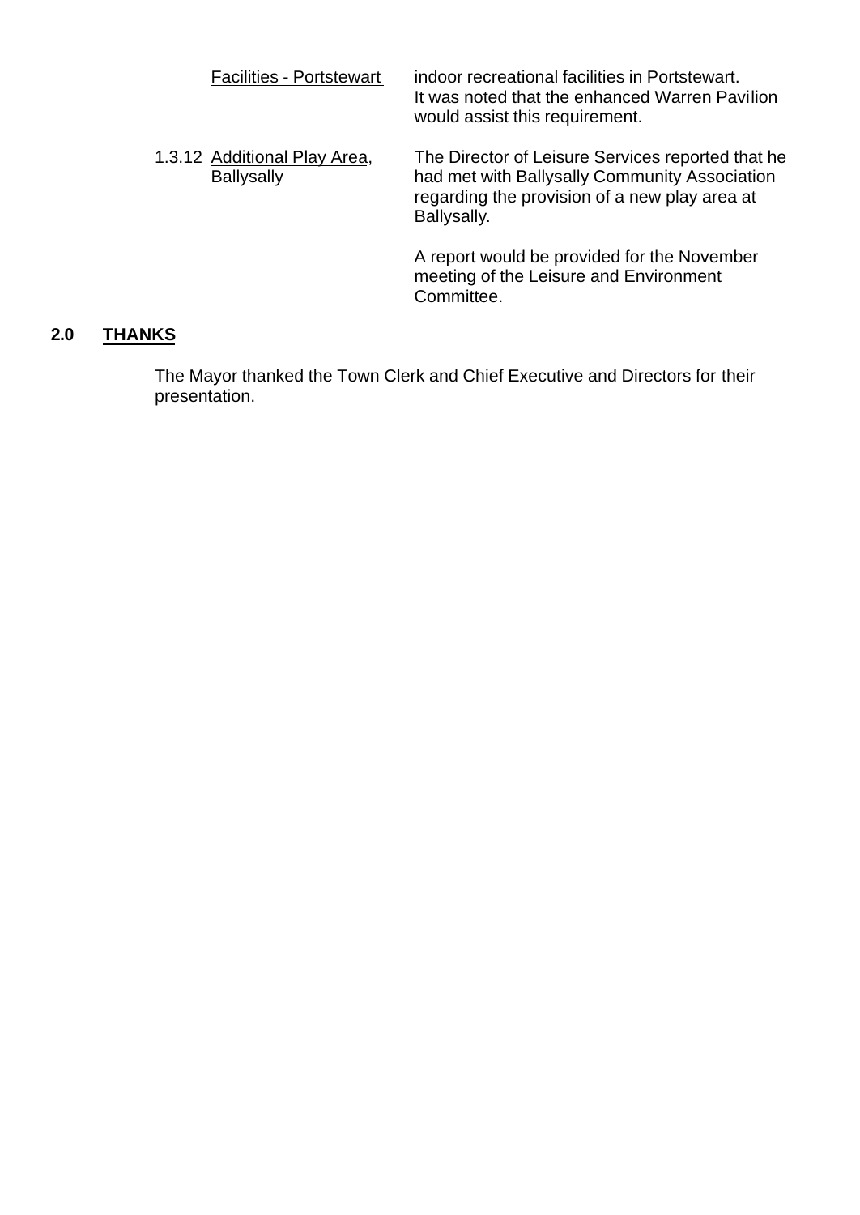Facilities - Portstewart — indoor recreational facilities in Portstewart. It was noted that the enhanced Warren Pavilion would assist this requirement.

1.3.12 Additional Play Area, Ballysally — The Director of Leisure Services reported that he had met with Ballysally Community Association regarding the provision of a new play area at Ballysally.

A report would be provided for the November meeting of the Leisure and Environment Committee.

## 2.0 THANKS

The Mayor thanked the Town Clerk and Chief Executive and Directors for their presentation.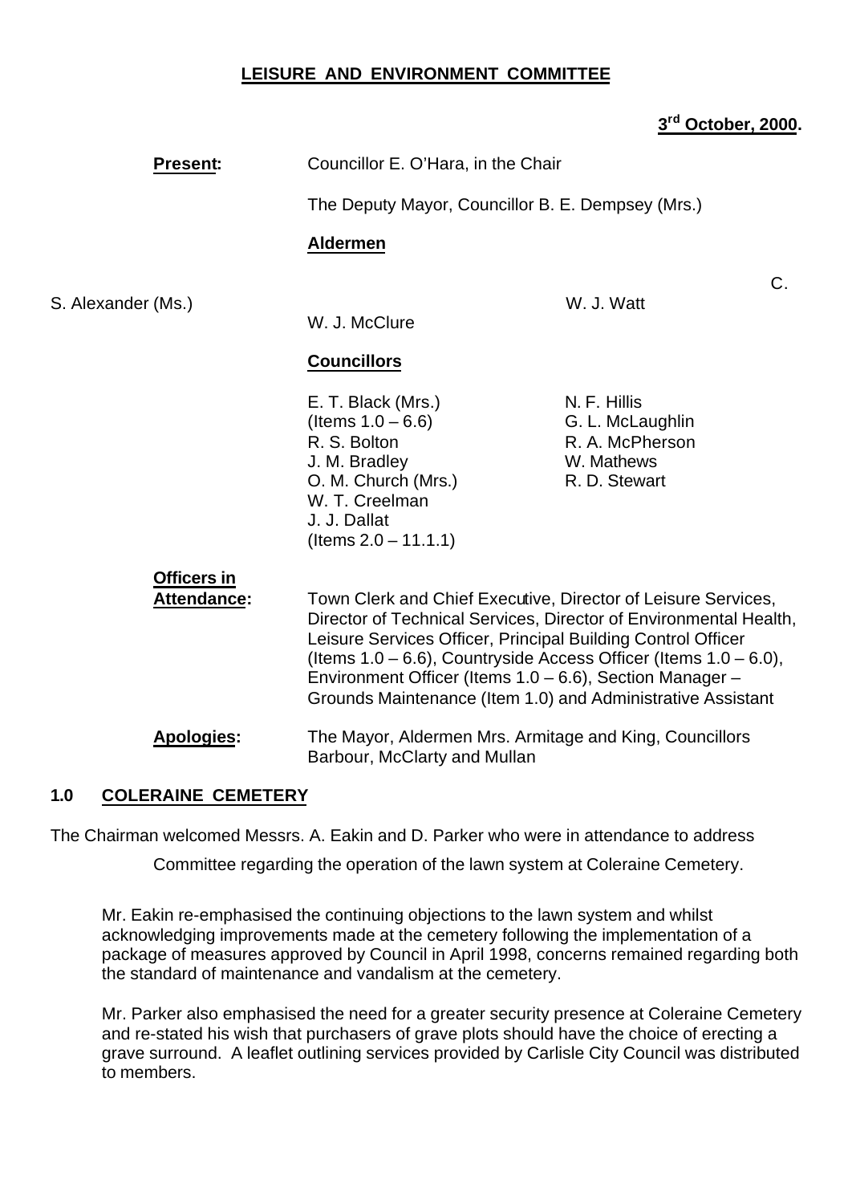**LEISURE AND ENVIRONMENT COMMITTEE**

**3rd October, 2000.**

**Present:** Councillor E. O'Hara, in the Chair

The Deputy Mayor, Councillor B. E. Dempsey (Mrs.)

**Aldermen**

C. S. Alexander (Ms.)
W. J. McClure
W. J. Watt

**Councillors**

E. T. Black (Mrs.) (Items 1.0 – 6.6)
R. S. Bolton
J. M. Bradley
O. M. Church (Mrs.)
W. T. Creelman
J. J. Dallat (Items 2.0 – 11.1.1)
N. F. Hillis
G. L. McLaughlin
R. A. McPherson
W. Mathews
R. D. Stewart

**Officers in Attendance:** Town Clerk and Chief Executive, Director of Leisure Services, Director of Technical Services, Director of Environmental Health, Leisure Services Officer, Principal Building Control Officer (Items 1.0 – 6.6), Countryside Access Officer (Items 1.0 – 6.0), Environment Officer (Items 1.0 – 6.6), Section Manager – Grounds Maintenance (Item 1.0) and Administrative Assistant

**Apologies:** The Mayor, Aldermen Mrs. Armitage and King, Councillors Barbour, McClarty and Mullan

## 1.0 COLERAINE CEMETERY

The Chairman welcomed Messrs. A. Eakin and D. Parker who were in attendance to address Committee regarding the operation of the lawn system at Coleraine Cemetery.

Mr. Eakin re-emphasised the continuing objections to the lawn system and whilst acknowledging improvements made at the cemetery following the implementation of a package of measures approved by Council in April 1998, concerns remained regarding both the standard of maintenance and vandalism at the cemetery.

Mr. Parker also emphasised the need for a greater security presence at Coleraine Cemetery and re-stated his wish that purchasers of grave plots should have the choice of erecting a grave surround. A leaflet outlining services provided by Carlisle City Council was distributed to members.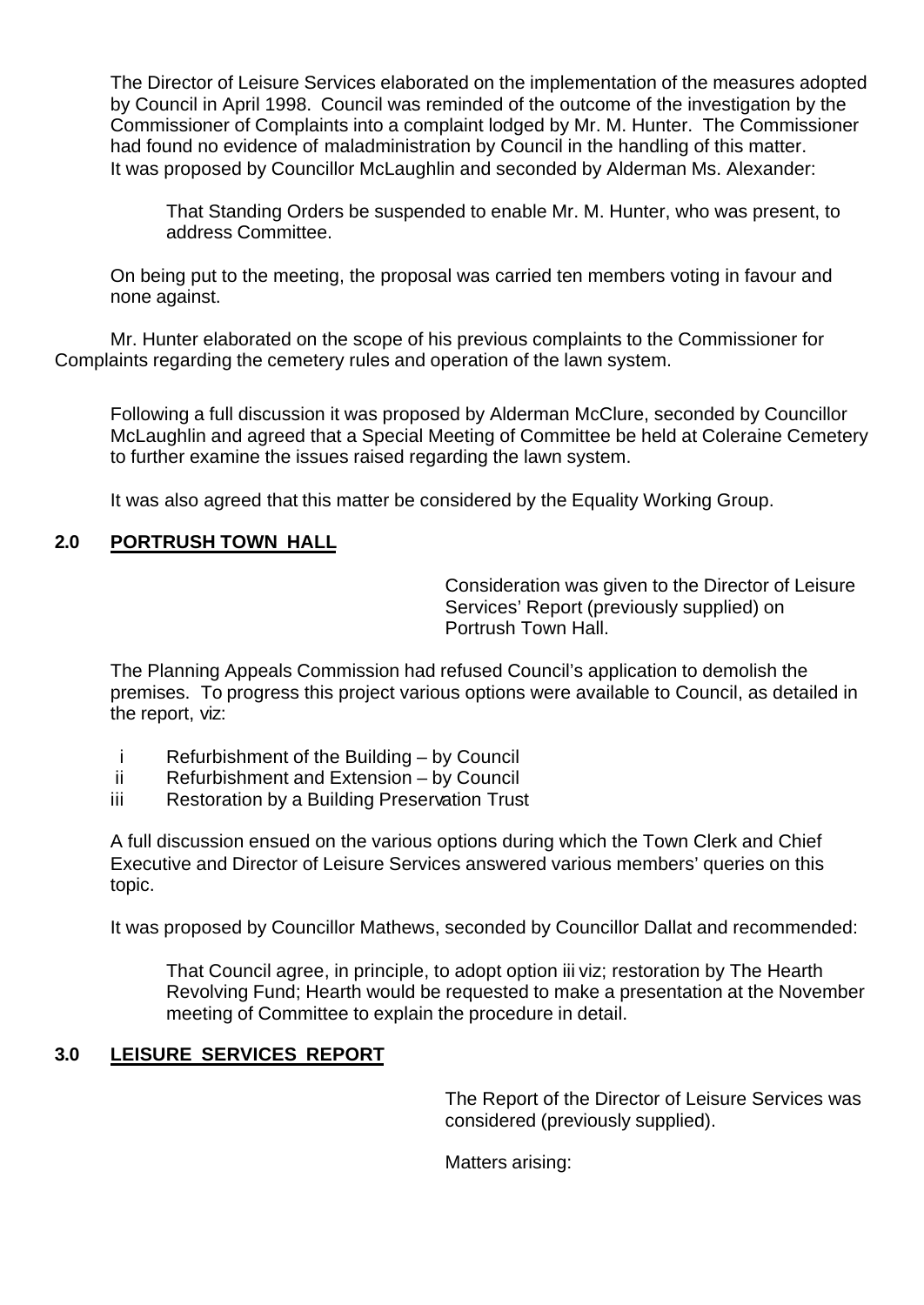The Director of Leisure Services elaborated on the implementation of the measures adopted by Council in April 1998. Council was reminded of the outcome of the investigation by the Commissioner of Complaints into a complaint lodged by Mr. M. Hunter. The Commissioner had found no evidence of maladministration by Council in the handling of this matter. It was proposed by Councillor McLaughlin and seconded by Alderman Ms. Alexander:

> That Standing Orders be suspended to enable Mr. M. Hunter, who was present, to address Committee.

On being put to the meeting, the proposal was carried ten members voting in favour and none against.

Mr. Hunter elaborated on the scope of his previous complaints to the Commissioner for Complaints regarding the cemetery rules and operation of the lawn system.

Following a full discussion it was proposed by Alderman McClure, seconded by Councillor McLaughlin and agreed that a Special Meeting of Committee be held at Coleraine Cemetery to further examine the issues raised regarding the lawn system.

It was also agreed that this matter be considered by the Equality Working Group.

## 2.0 PORTRUSH TOWN HALL

Consideration was given to the Director of Leisure Services' Report (previously supplied) on Portrush Town Hall.

The Planning Appeals Commission had refused Council's application to demolish the premises. To progress this project various options were available to Council, as detailed in the report, viz:

- i Refurbishment of the Building – by Council
- ii Refurbishment and Extension – by Council
- iii Restoration by a Building Preservation Trust

A full discussion ensued on the various options during which the Town Clerk and Chief Executive and Director of Leisure Services answered various members' queries on this topic.

It was proposed by Councillor Mathews, seconded by Councillor Dallat and recommended:

> That Council agree, in principle, to adopt option iii viz; restoration by The Hearth Revolving Fund; Hearth would be requested to make a presentation at the November meeting of Committee to explain the procedure in detail.

## 3.0 LEISURE SERVICES REPORT

The Report of the Director of Leisure Services was considered (previously supplied).

Matters arising: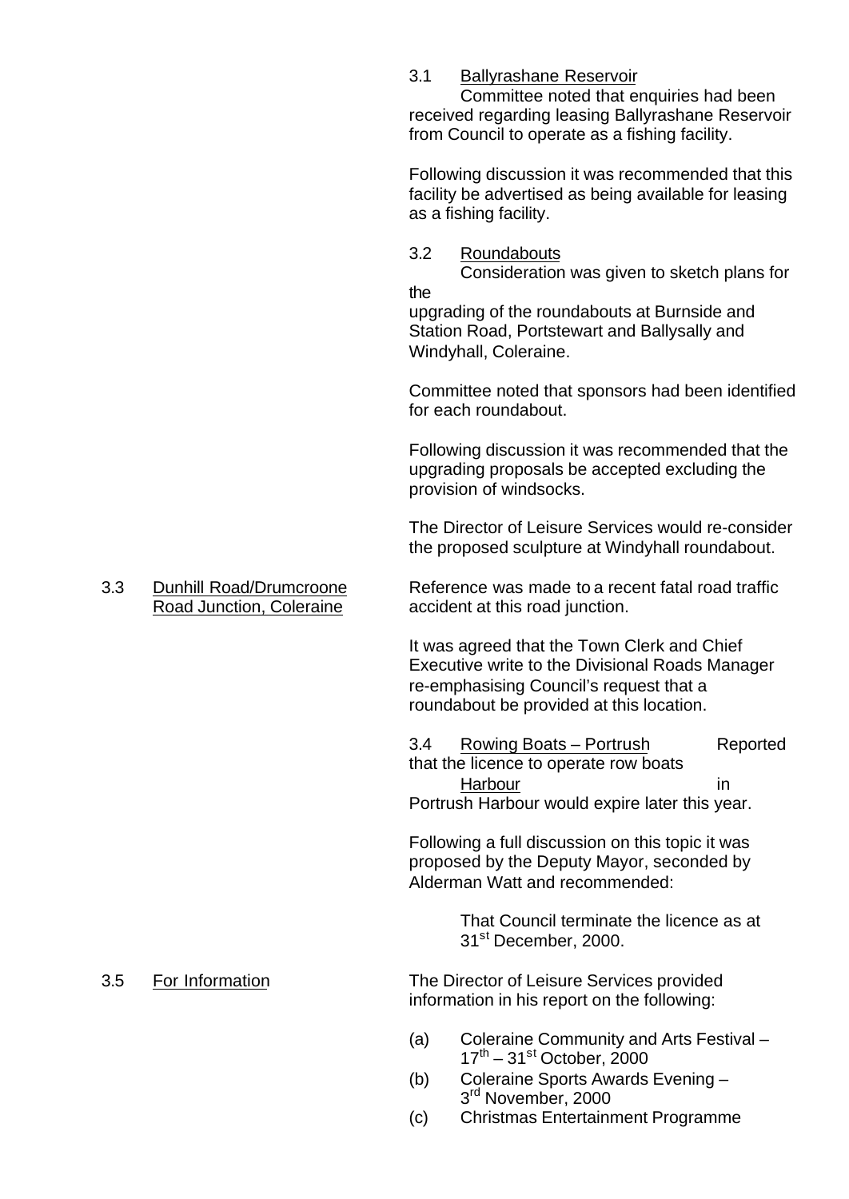3.1 Ballyrashane Reservoir

Committee noted that enquiries had been received regarding leasing Ballyrashane Reservoir from Council to operate as a fishing facility.

Following discussion it was recommended that this facility be advertised as being available for leasing as a fishing facility.

3.2 Roundabouts

Consideration was given to sketch plans for the upgrading of the roundabouts at Burnside and Station Road, Portstewart and Ballysally and Windyhall, Coleraine.

Committee noted that sponsors had been identified for each roundabout.

Following discussion it was recommended that the upgrading proposals be accepted excluding the provision of windsocks.

The Director of Leisure Services would re-consider the proposed sculpture at Windyhall roundabout.

3.3 Dunhill Road/Drumcroone Road Junction, Coleraine

Reference was made to a recent fatal road traffic accident at this road junction.

It was agreed that the Town Clerk and Chief Executive write to the Divisional Roads Manager re-emphasising Council's request that a roundabout be provided at this location.

3.4 Rowing Boats – Portrush Harbour

Reported that the licence to operate row boats in Portrush Harbour would expire later this year.

Following a full discussion on this topic it was proposed by the Deputy Mayor, seconded by Alderman Watt and recommended:

> That Council terminate the licence as at 31st December, 2000.

3.5 For Information

The Director of Leisure Services provided information in his report on the following:

(a) Coleraine Community and Arts Festival – 17th – 31st October, 2000
(b) Coleraine Sports Awards Evening – 3rd November, 2000
(c) Christmas Entertainment Programme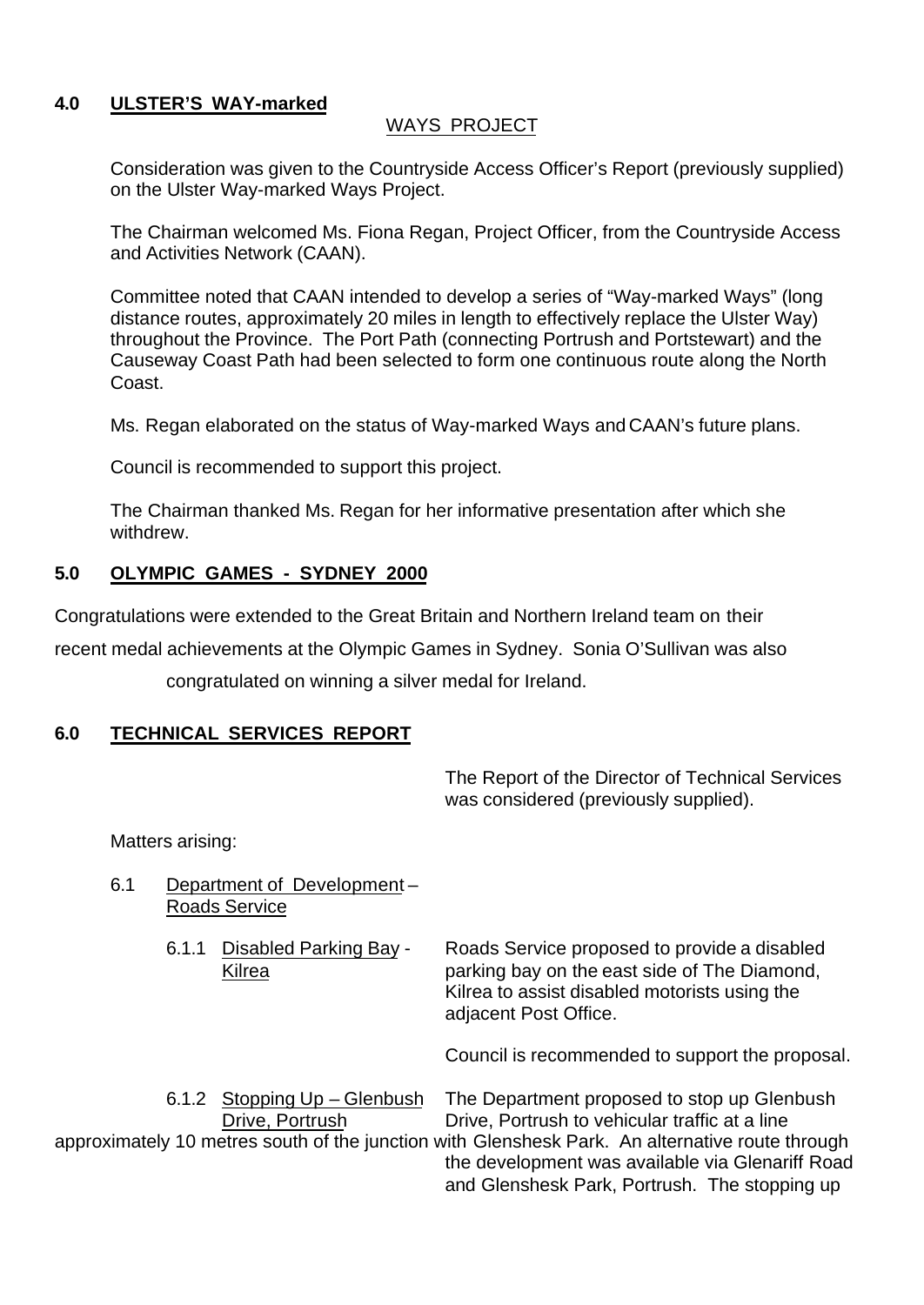**4.0 ULSTER'S WAY-marked WAYS PROJECT**

Consideration was given to the Countryside Access Officer's Report (previously supplied) on the Ulster Way-marked Ways Project.

The Chairman welcomed Ms. Fiona Regan, Project Officer, from the Countryside Access and Activities Network (CAAN).

Committee noted that CAAN intended to develop a series of "Way-marked Ways" (long distance routes, approximately 20 miles in length to effectively replace the Ulster Way) throughout the Province. The Port Path (connecting Portrush and Portstewart) and the Causeway Coast Path had been selected to form one continuous route along the North Coast.

Ms. Regan elaborated on the status of Way-marked Ways and CAAN's future plans.

Council is recommended to support this project.

The Chairman thanked Ms. Regan for her informative presentation after which she withdrew.

**5.0 OLYMPIC GAMES - SYDNEY 2000**

Congratulations were extended to the Great Britain and Northern Ireland team on their recent medal achievements at the Olympic Games in Sydney. Sonia O'Sullivan was also congratulated on winning a silver medal for Ireland.

**6.0 TECHNICAL SERVICES REPORT**

The Report of the Director of Technical Services was considered (previously supplied).

Matters arising:

6.1 Department of Development – Roads Service

6.1.1 Disabled Parking Bay - Kilrea

Roads Service proposed to provide a disabled parking bay on the east side of The Diamond, Kilrea to assist disabled motorists using the adjacent Post Office.

Council is recommended to support the proposal.

6.1.2 Stopping Up – Glenbush Drive, Portrush

The Department proposed to stop up Glenbush Drive, Portrush to vehicular traffic at a line approximately 10 metres south of the junction with Glenshesk Park. An alternative route through the development was available via Glenariff Road and Glenshesk Park, Portrush. The stopping up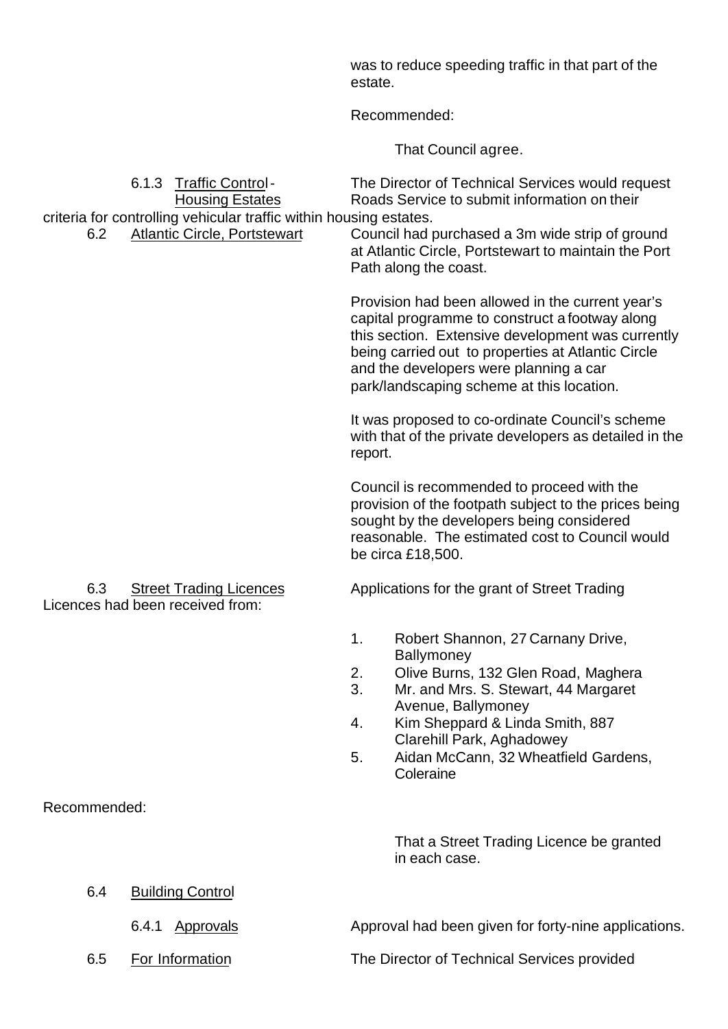was to reduce speeding traffic in that part of the estate.

Recommended:

That Council agree.

6.1.3 Traffic Control - Housing Estates

The Director of Technical Services would request Roads Service to submit information on their criteria for controlling vehicular traffic within housing estates.

6.2 Atlantic Circle, Portstewart

Council had purchased a 3m wide strip of ground at Atlantic Circle, Portstewart to maintain the Port Path along the coast.

Provision had been allowed in the current year's capital programme to construct a footway along this section. Extensive development was currently being carried out to properties at Atlantic Circle and the developers were planning a car park/landscaping scheme at this location.

It was proposed to co-ordinate Council's scheme with that of the private developers as detailed in the report.

Council is recommended to proceed with the provision of the footpath subject to the prices being sought by the developers being considered reasonable. The estimated cost to Council would be circa £18,500.

6.3 Street Trading Licences

Applications for the grant of Street Trading Licences had been received from:

1. Robert Shannon, 27 Carnany Drive, Ballymoney
2. Olive Burns, 132 Glen Road, Maghera
3. Mr. and Mrs. S. Stewart, 44 Margaret Avenue, Ballymoney
4. Kim Sheppard & Linda Smith, 887 Clarehill Park, Aghadowey
5. Aidan McCann, 32 Wheatfield Gardens, Coleraine

Recommended:

That a Street Trading Licence be granted in each case.

6.4 Building Control

6.4.1 Approvals

Approval had been given for forty-nine applications.

6.5 For Information

The Director of Technical Services provided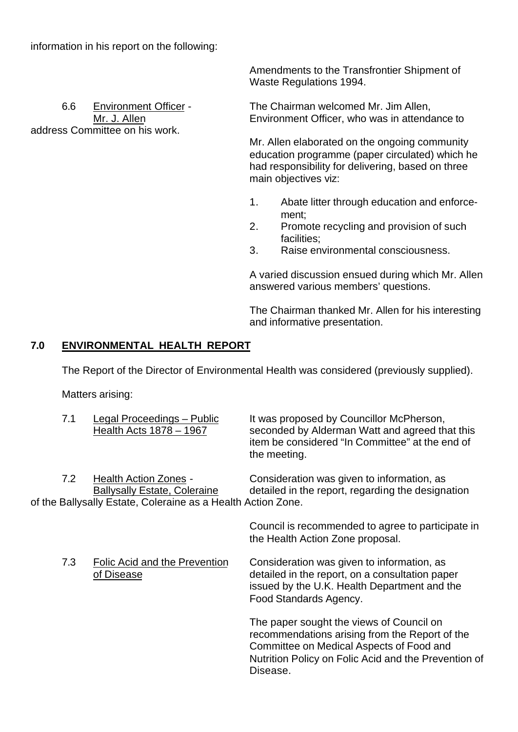information in his report on the following:

Amendments to the Transfrontier Shipment of Waste Regulations 1994.

6.6 Environment Officer - Mr. J. Allen

The Chairman welcomed Mr. Jim Allen, Environment Officer, who was in attendance to address Committee on his work.

Mr. Allen elaborated on the ongoing community education programme (paper circulated) which he had responsibility for delivering, based on three main objectives viz:

1. Abate litter through education and enforcement;
2. Promote recycling and provision of such facilities;
3. Raise environmental consciousness.

A varied discussion ensued during which Mr. Allen answered various members' questions.

The Chairman thanked Mr. Allen for his interesting and informative presentation.

## 7.0 ENVIRONMENTAL HEALTH REPORT

The Report of the Director of Environmental Health was considered (previously supplied).

Matters arising:

7.1 Legal Proceedings – Public Health Acts 1878 – 1967

It was proposed by Councillor McPherson, seconded by Alderman Watt and agreed that this item be considered "In Committee" at the end of the meeting.

7.2 Health Action Zones - Ballysally Estate, Coleraine

Consideration was given to information, as detailed in the report, regarding the designation of the Ballysally Estate, Coleraine as a Health Action Zone.

Council is recommended to agree to participate in the Health Action Zone proposal.

7.3 Folic Acid and the Prevention of Disease

Consideration was given to information, as detailed in the report, on a consultation paper issued by the U.K. Health Department and the Food Standards Agency.

The paper sought the views of Council on recommendations arising from the Report of the Committee on Medical Aspects of Food and Nutrition Policy on Folic Acid and the Prevention of Disease.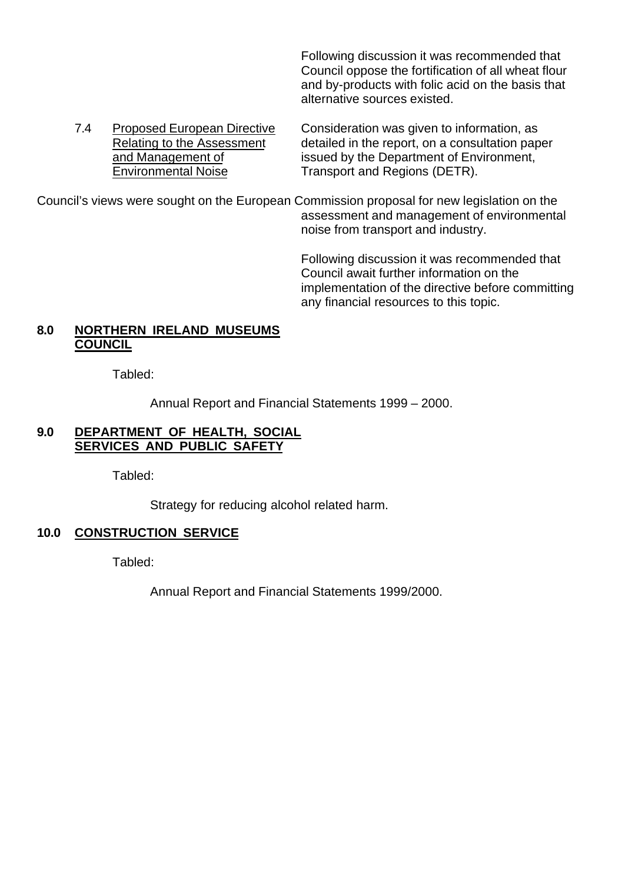Following discussion it was recommended that Council oppose the fortification of all wheat flour and by-products with folic acid on the basis that alternative sources existed.

7.4 Proposed European Directive Relating to the Assessment and Management of Environmental Noise

Consideration was given to information, as detailed in the report, on a consultation paper issued by the Department of Environment, Transport and Regions (DETR).

Council's views were sought on the European Commission proposal for new legislation on the assessment and management of environmental noise from transport and industry.

Following discussion it was recommended that Council await further information on the implementation of the directive before committing any financial resources to this topic.

## 8.0 NORTHERN IRELAND MUSEUMS COUNCIL

Tabled:

Annual Report and Financial Statements 1999 – 2000.

## 9.0 DEPARTMENT OF HEALTH, SOCIAL SERVICES AND PUBLIC SAFETY

Tabled:

Strategy for reducing alcohol related harm.

## 10.0 CONSTRUCTION SERVICE

Tabled:

Annual Report and Financial Statements 1999/2000.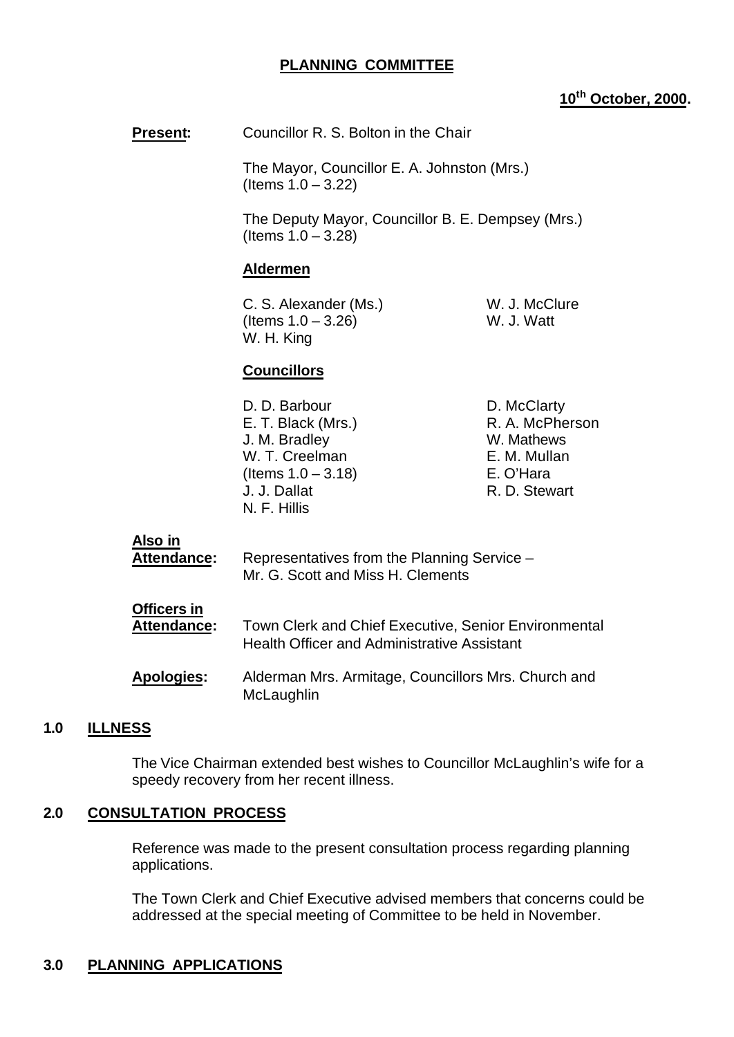# PLANNING COMMITTEE

**10th October, 2000.**

**Present:** Councillor R. S. Bolton in the Chair

The Mayor, Councillor E. A. Johnston (Mrs.) (Items 1.0 – 3.22)

The Deputy Mayor, Councillor B. E. Dempsey (Mrs.) (Items 1.0 – 3.28)

**Aldermen**

C. S. Alexander (Ms.) (Items 1.0 – 3.26)
W. H. King
W. J. McClure
W. J. Watt

**Councillors**

D. D. Barbour
E. T. Black (Mrs.)
J. M. Bradley
W. T. Creelman (Items 1.0 – 3.18)
J. J. Dallat
N. F. Hillis
D. McClarty
R. A. McPherson
W. Mathews
E. M. Mullan
E. O'Hara
R. D. Stewart

**Also in Attendance:** Representatives from the Planning Service – Mr. G. Scott and Miss H. Clements

**Officers in Attendance:** Town Clerk and Chief Executive, Senior Environmental Health Officer and Administrative Assistant

**Apologies:** Alderman Mrs. Armitage, Councillors Mrs. Church and McLaughlin

## 1.0 ILLNESS

The Vice Chairman extended best wishes to Councillor McLaughlin's wife for a speedy recovery from her recent illness.

## 2.0 CONSULTATION PROCESS

Reference was made to the present consultation process regarding planning applications.

The Town Clerk and Chief Executive advised members that concerns could be addressed at the special meeting of Committee to be held in November.

## 3.0 PLANNING APPLICATIONS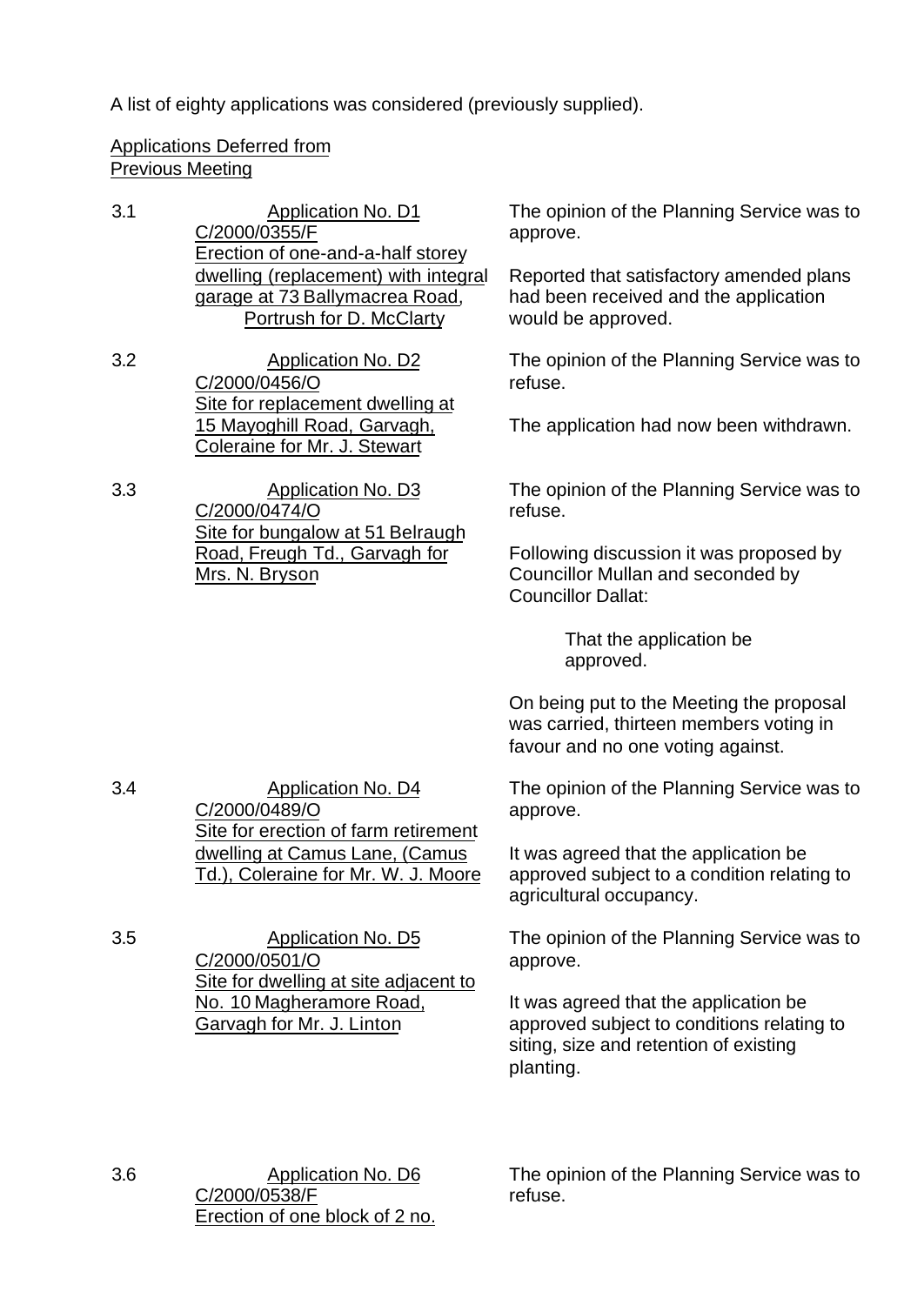A list of eighty applications was considered (previously supplied).

Applications Deferred from Previous Meeting

3.1 Application No. D1
C/2000/0355/F
Erection of one-and-a-half storey dwelling (replacement) with integral garage at 73 Ballymacrea Road, Portrush for D. McClarty

The opinion of the Planning Service was to approve.

Reported that satisfactory amended plans had been received and the application would be approved.

3.2 Application No. D2
C/2000/0456/O
Site for replacement dwelling at 15 Mayoghill Road, Garvagh, Coleraine for Mr. J. Stewart

The opinion of the Planning Service was to refuse.

The application had now been withdrawn.

3.3 Application No. D3
C/2000/0474/O
Site for bungalow at 51 Belraugh Road, Freugh Td., Garvagh for Mrs. N. Bryson

The opinion of the Planning Service was to refuse.

Following discussion it was proposed by Councillor Mullan and seconded by Councillor Dallat:

> That the application be approved.

On being put to the Meeting the proposal was carried, thirteen members voting in favour and no one voting against.

3.4 Application No. D4
C/2000/0489/O
Site for erection of farm retirement dwelling at Camus Lane, (Camus Td.), Coleraine for Mr. W. J. Moore

The opinion of the Planning Service was to approve.

It was agreed that the application be approved subject to a condition relating to agricultural occupancy.

3.5 Application No. D5
C/2000/0501/O
Site for dwelling at site adjacent to No. 10 Magheramore Road, Garvagh for Mr. J. Linton

The opinion of the Planning Service was to approve.

It was agreed that the application be approved subject to conditions relating to siting, size and retention of existing planting.

3.6 Application No. D6
C/2000/0538/F
Erection of one block of 2 no.

The opinion of the Planning Service was to refuse.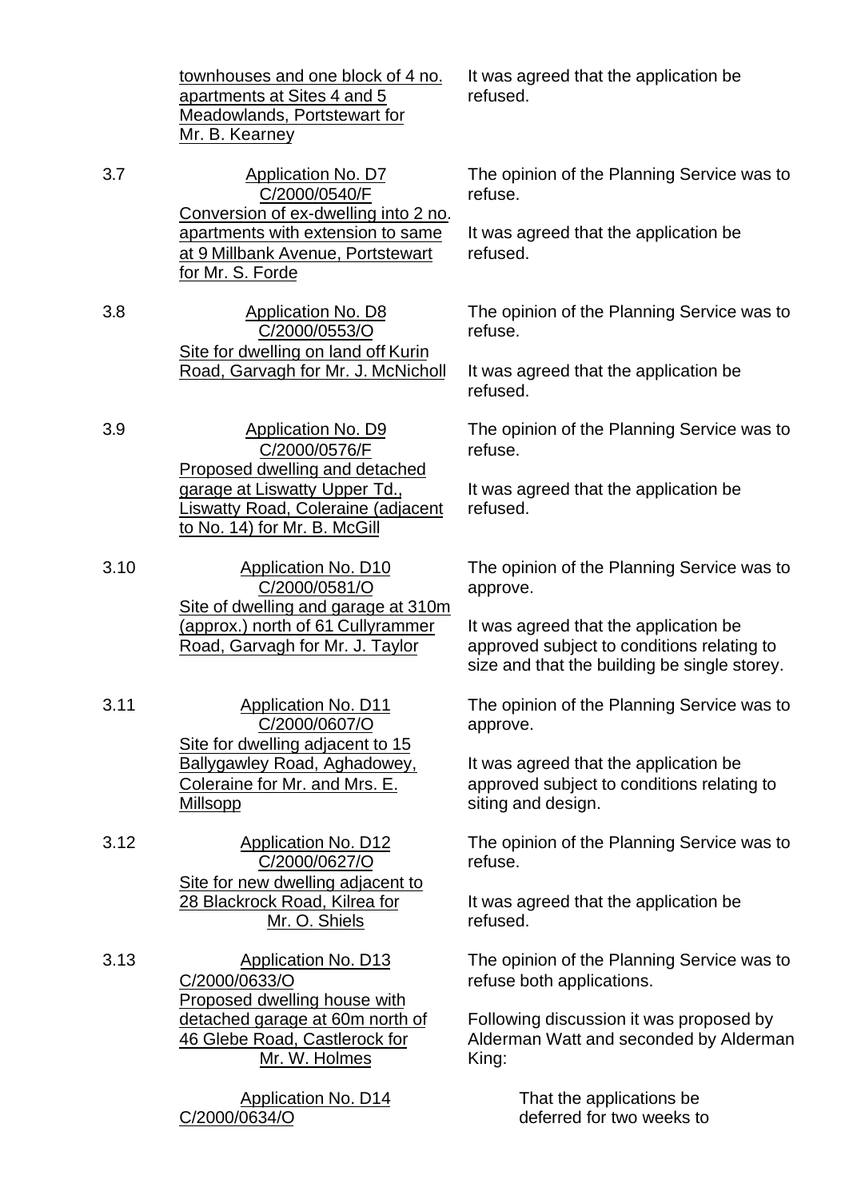| | | |
|---|---|---|
| | townhouses and one block of 4 no. apartments at Sites 4 and 5 Meadowlands, Portstewart for Mr. B. Kearney | It was agreed that the application be refused. |
| 3.7 | Application No. D7 C/2000/0540/F Conversion of ex-dwelling into 2 no. apartments with extension to same at 9 Millbank Avenue, Portstewart for Mr. S. Forde | The opinion of the Planning Service was to refuse.<br><br>It was agreed that the application be refused. |
| 3.8 | Application No. D8 C/2000/0553/O Site for dwelling on land off Kurin Road, Garvagh for Mr. J. McNicholl | The opinion of the Planning Service was to refuse.<br><br>It was agreed that the application be refused. |
| 3.9 | Application No. D9 C/2000/0576/F Proposed dwelling and detached garage at Liswatty Upper Td., Liswatty Road, Coleraine (adjacent to No. 14) for Mr. B. McGill | The opinion of the Planning Service was to refuse.<br><br>It was agreed that the application be refused. |
| 3.10 | Application No. D10 C/2000/0581/O Site of dwelling and garage at 310m (approx.) north of 61 Cullyrammer Road, Garvagh for Mr. J. Taylor | The opinion of the Planning Service was to approve.<br><br>It was agreed that the application be approved subject to conditions relating to size and that the building be single storey. |
| 3.11 | Application No. D11 C/2000/0607/O Site for dwelling adjacent to 15 Ballygawley Road, Aghadowey, Coleraine for Mr. and Mrs. E. Millsopp | The opinion of the Planning Service was to approve.<br><br>It was agreed that the application be approved subject to conditions relating to siting and design. |
| 3.12 | Application No. D12 C/2000/0627/O Site for new dwelling adjacent to 28 Blackrock Road, Kilrea for Mr. O. Shiels | The opinion of the Planning Service was to refuse.<br><br>It was agreed that the application be refused. |
| 3.13 | Application No. D13 C/2000/0633/O Proposed dwelling house with detached garage at 60m north of 46 Glebe Road, Castlerock for Mr. W. Holmes<br><br>Application No. D14 C/2000/0634/O | The opinion of the Planning Service was to refuse both applications.<br><br>Following discussion it was proposed by Alderman Watt and seconded by Alderman King:<br><br>That the applications be deferred for two weeks to |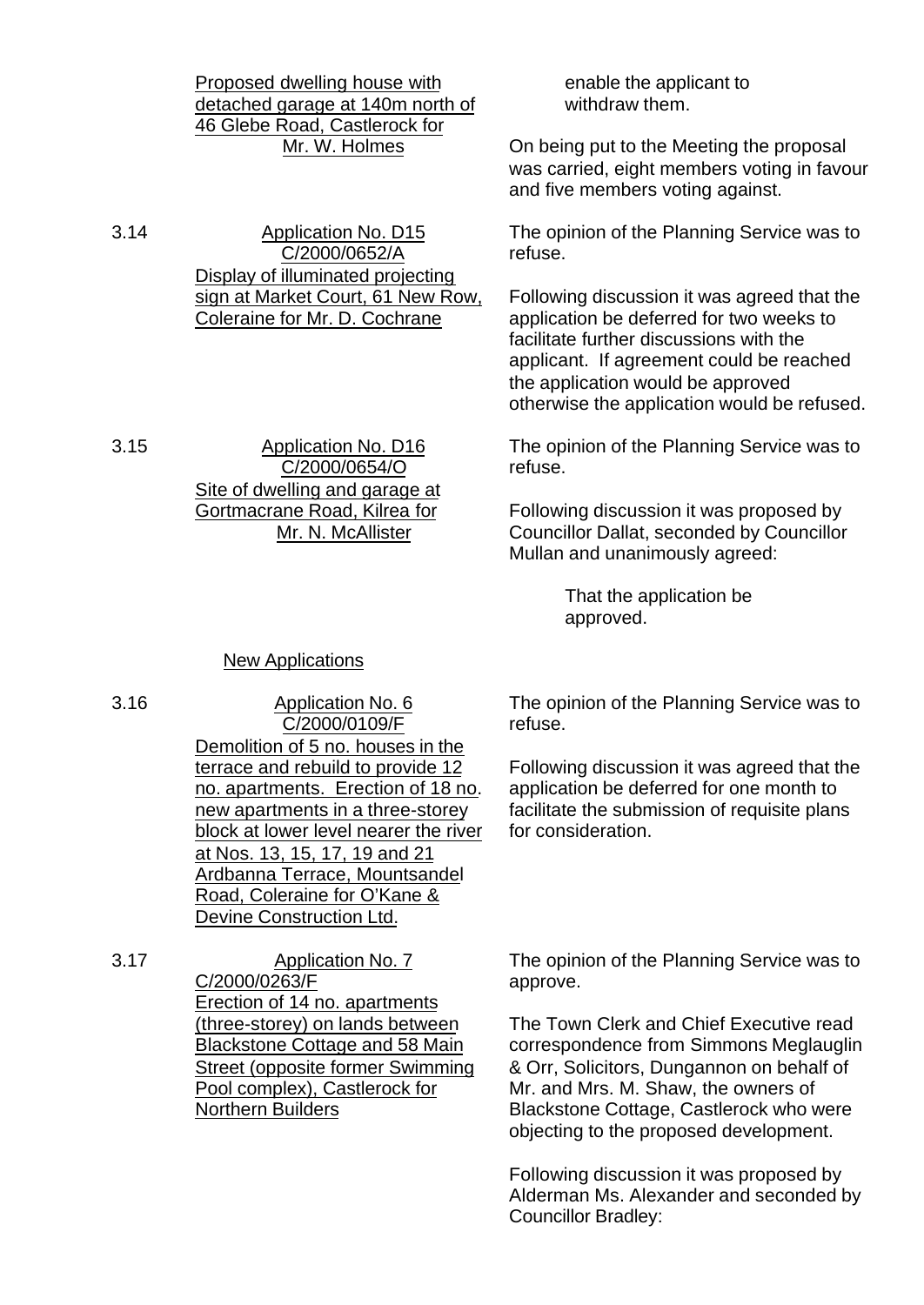Proposed dwelling house with detached garage at 140m north of 46 Glebe Road, Castlerock for Mr. W. Holmes

enable the applicant to withdraw them.

On being put to the Meeting the proposal was carried, eight members voting in favour and five members voting against.

3.14 Application No. D15 C/2000/0652/A Display of illuminated projecting sign at Market Court, 61 New Row, Coleraine for Mr. D. Cochrane

The opinion of the Planning Service was to refuse.

Following discussion it was agreed that the application be deferred for two weeks to facilitate further discussions with the applicant. If agreement could be reached the application would be approved otherwise the application would be refused.

3.15 Application No. D16 C/2000/0654/O Site of dwelling and garage at Gortmacrane Road, Kilrea for Mr. N. McAllister

The opinion of the Planning Service was to refuse.

Following discussion it was proposed by Councillor Dallat, seconded by Councillor Mullan and unanimously agreed:

> That the application be approved.

New Applications

3.16 Application No. 6 C/2000/0109/F Demolition of 5 no. houses in the terrace and rebuild to provide 12 no. apartments. Erection of 18 no. new apartments in a three-storey block at lower level nearer the river at Nos. 13, 15, 17, 19 and 21 Ardbanna Terrace, Mountsandel Road, Coleraine for O'Kane & Devine Construction Ltd.

The opinion of the Planning Service was to refuse.

Following discussion it was agreed that the application be deferred for one month to facilitate the submission of requisite plans for consideration.

3.17 Application No. 7 C/2000/0263/F Erection of 14 no. apartments (three-storey) on lands between Blackstone Cottage and 58 Main Street (opposite former Swimming Pool complex), Castlerock for Northern Builders

The opinion of the Planning Service was to approve.

The Town Clerk and Chief Executive read correspondence from Simmons Meglauglin & Orr, Solicitors, Dungannon on behalf of Mr. and Mrs. M. Shaw, the owners of Blackstone Cottage, Castlerock who were objecting to the proposed development.

Following discussion it was proposed by Alderman Ms. Alexander and seconded by Councillor Bradley: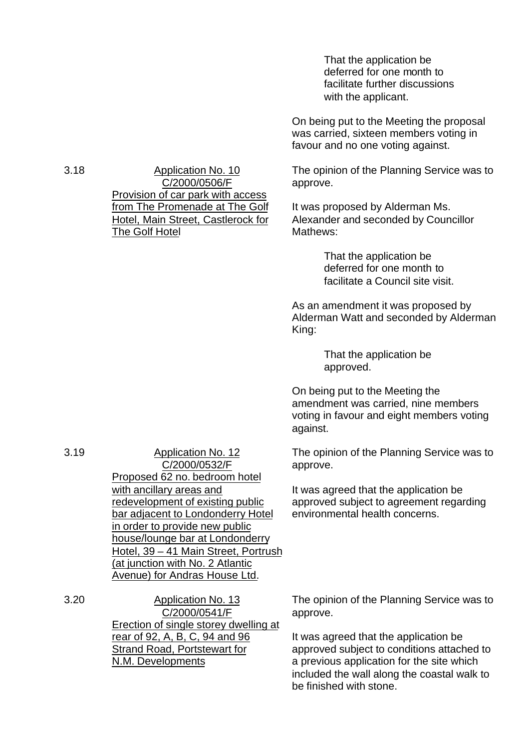> That the application be deferred for one month to facilitate further discussions with the applicant.

On being put to the Meeting the proposal was carried, sixteen members voting in favour and no one voting against.

3.18 Application No. 10
C/2000/0506/F
Provision of car park with access from The Promenade at The Golf Hotel, Main Street, Castlerock for The Golf Hotel

The opinion of the Planning Service was to approve.

It was proposed by Alderman Ms. Alexander and seconded by Councillor Mathews:

> That the application be deferred for one month to facilitate a Council site visit.

As an amendment it was proposed by Alderman Watt and seconded by Alderman King:

> That the application be approved.

On being put to the Meeting the amendment was carried, nine members voting in favour and eight members voting against.

3.19 Application No. 12
C/2000/0532/F
Proposed 62 no. bedroom hotel with ancillary areas and redevelopment of existing public bar adjacent to Londonderry Hotel in order to provide new public house/lounge bar at Londonderry Hotel, 39 – 41 Main Street, Portrush (at junction with No. 2 Atlantic Avenue) for Andras House Ltd.

The opinion of the Planning Service was to approve.

It was agreed that the application be approved subject to agreement regarding environmental health concerns.

3.20 Application No. 13
C/2000/0541/F
Erection of single storey dwelling at rear of 92, A, B, C, 94 and 96 Strand Road, Portstewart for N.M. Developments

The opinion of the Planning Service was to approve.

It was agreed that the application be approved subject to conditions attached to a previous application for the site which included the wall along the coastal walk to be finished with stone.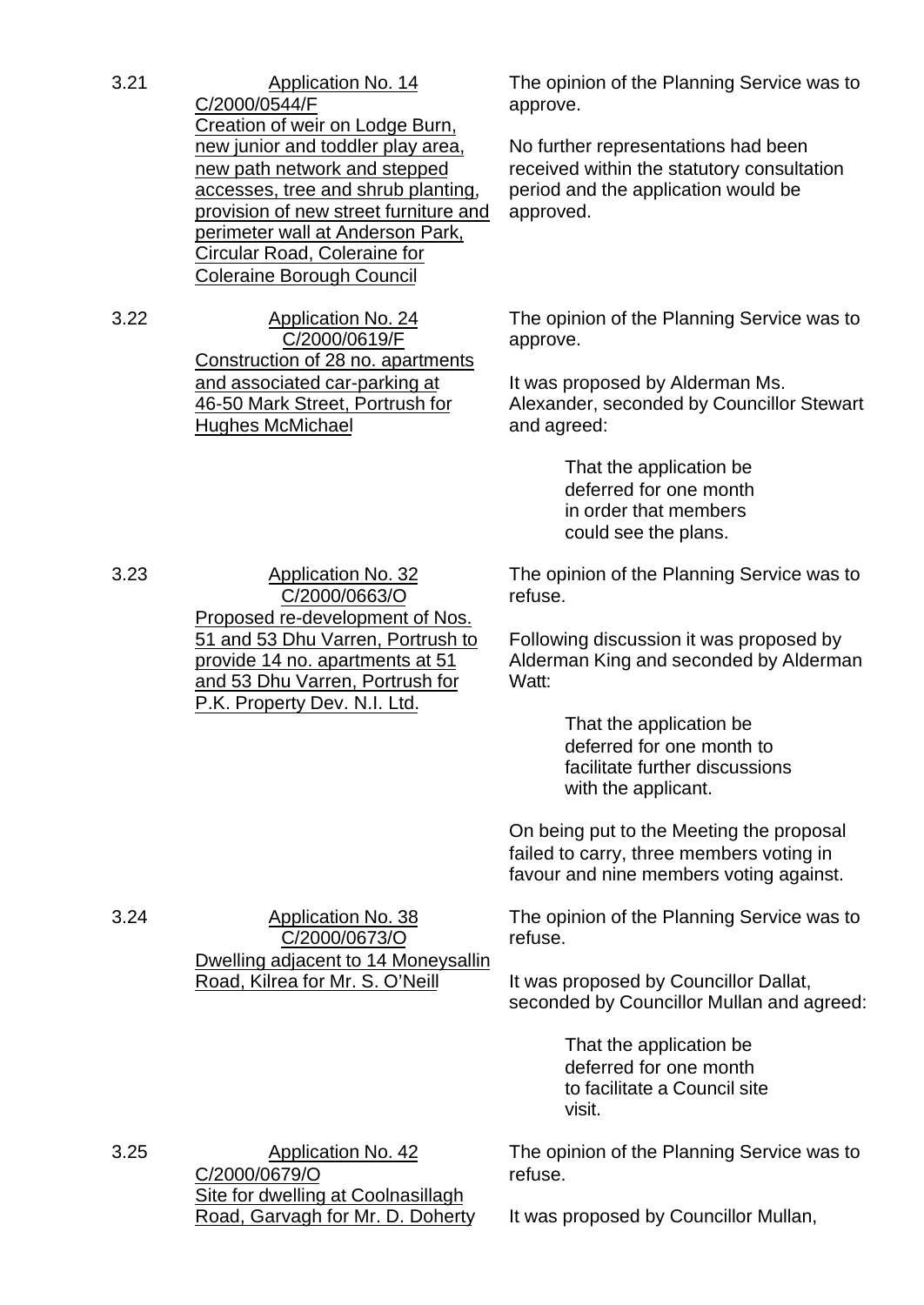3.21 Application No. 14
C/2000/0544/F
Creation of weir on Lodge Burn, new junior and toddler play area, new path network and stepped accesses, tree and shrub planting, provision of new street furniture and perimeter wall at Anderson Park, Circular Road, Coleraine for Coleraine Borough Council

The opinion of the Planning Service was to approve.

No further representations had been received within the statutory consultation period and the application would be approved.

3.22 Application No. 24
C/2000/0619/F
Construction of 28 no. apartments and associated car-parking at 46-50 Mark Street, Portrush for Hughes McMichael

The opinion of the Planning Service was to approve.

It was proposed by Alderman Ms. Alexander, seconded by Councillor Stewart and agreed:

> That the application be deferred for one month in order that members could see the plans.

3.23 Application No. 32
C/2000/0663/O
Proposed re-development of Nos. 51 and 53 Dhu Varren, Portrush to provide 14 no. apartments at 51 and 53 Dhu Varren, Portrush for P.K. Property Dev. N.I. Ltd.

The opinion of the Planning Service was to refuse.

Following discussion it was proposed by Alderman King and seconded by Alderman Watt:

> That the application be deferred for one month to facilitate further discussions with the applicant.

On being put to the Meeting the proposal failed to carry, three members voting in favour and nine members voting against.

3.24 Application No. 38
C/2000/0673/O
Dwelling adjacent to 14 Moneysallin Road, Kilrea for Mr. S. O'Neill

The opinion of the Planning Service was to refuse.

It was proposed by Councillor Dallat, seconded by Councillor Mullan and agreed:

> That the application be deferred for one month to facilitate a Council site visit.

3.25 Application No. 42
C/2000/0679/O
Site for dwelling at Coolnasillagh Road, Garvagh for Mr. D. Doherty

The opinion of the Planning Service was to refuse.

It was proposed by Councillor Mullan,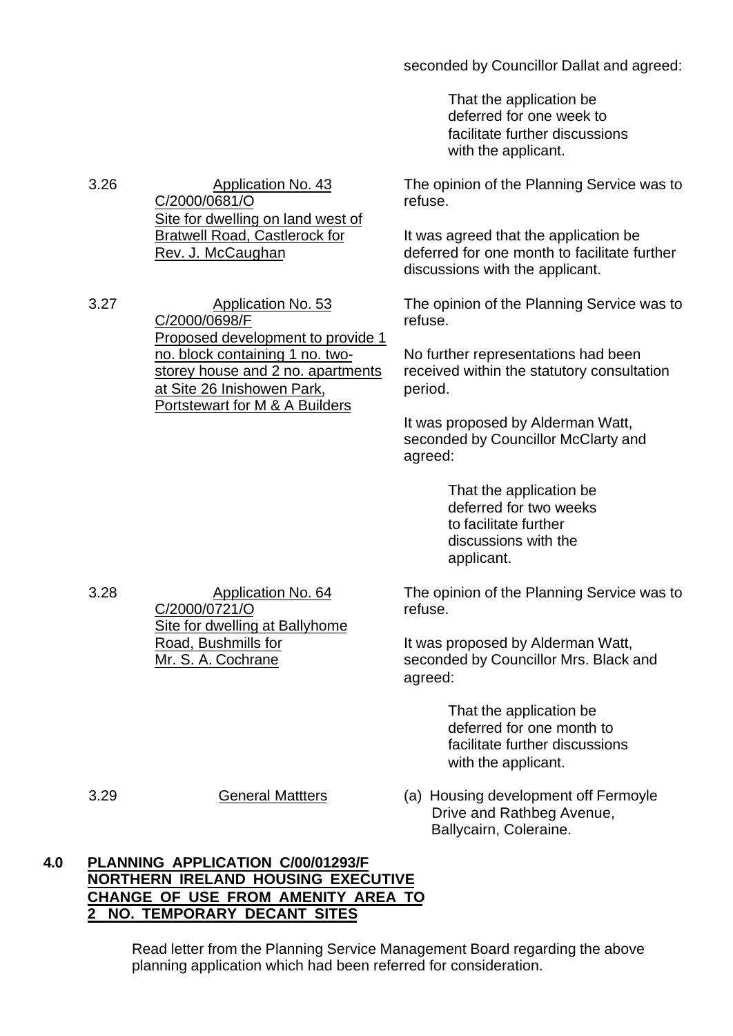seconded by Councillor Dallat and agreed:

> That the application be deferred for one week to facilitate further discussions with the applicant.

3.26 Application No. 43
C/2000/0681/O
Site for dwelling on land west of Bratwell Road, Castlerock for Rev. J. McCaughan

The opinion of the Planning Service was to refuse.

It was agreed that the application be deferred for one month to facilitate further discussions with the applicant.

3.27 Application No. 53
C/2000/0698/F
Proposed development to provide 1 no. block containing 1 no. two-storey house and 2 no. apartments at Site 26 Inishowen Park, Portstewart for M & A Builders

The opinion of the Planning Service was to refuse.

No further representations had been received within the statutory consultation period.

It was proposed by Alderman Watt, seconded by Councillor McClarty and agreed:

> That the application be deferred for two weeks to facilitate further discussions with the applicant.

3.28 Application No. 64
C/2000/0721/O
Site for dwelling at Ballyhome Road, Bushmills for Mr. S. A. Cochrane

The opinion of the Planning Service was to refuse.

It was proposed by Alderman Watt, seconded by Councillor Mrs. Black and agreed:

> That the application be deferred for one month to facilitate further discussions with the applicant.

3.29 General Mattters

(a) Housing development off Fermoyle Drive and Rathbeg Avenue, Ballycairn, Coleraine.

## 4.0 PLANNING APPLICATION C/00/01293/F NORTHERN IRELAND HOUSING EXECUTIVE CHANGE OF USE FROM AMENITY AREA TO 2 NO. TEMPORARY DECANT SITES

Read letter from the Planning Service Management Board regarding the above planning application which had been referred for consideration.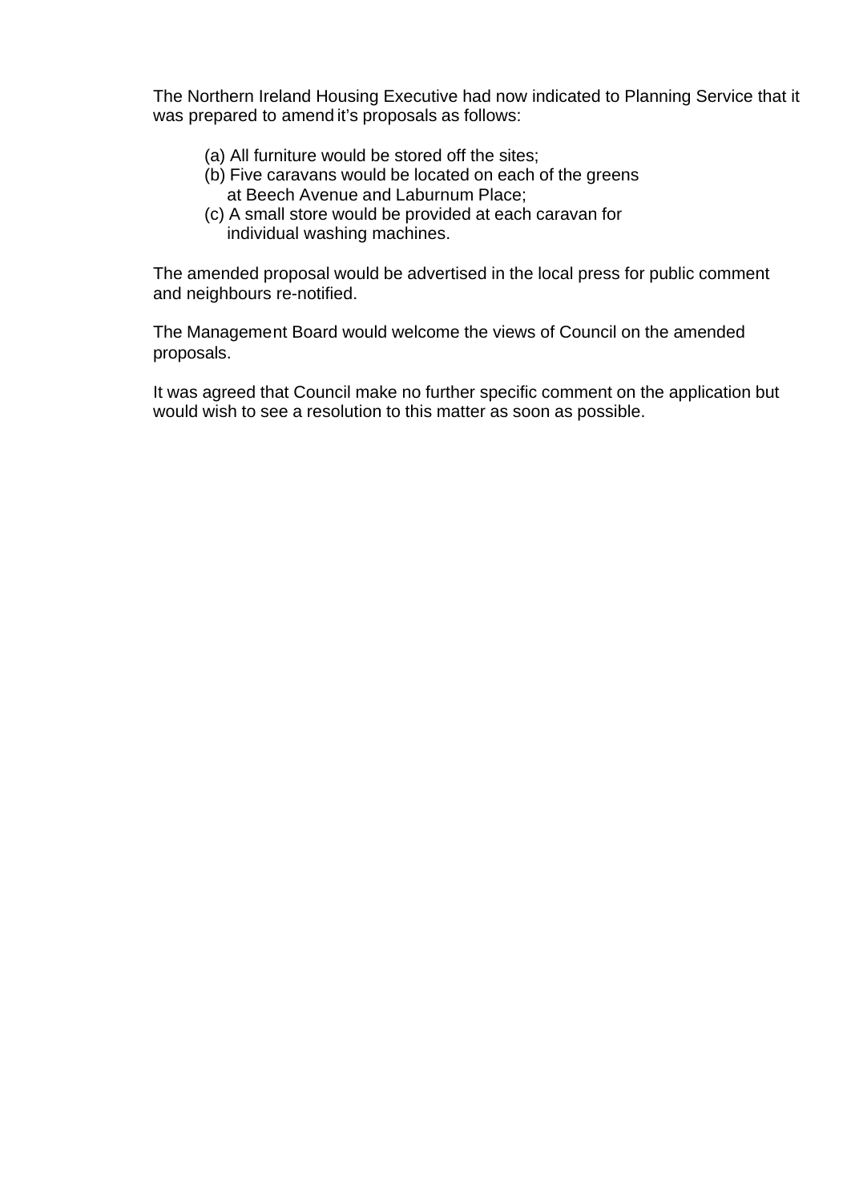The Northern Ireland Housing Executive had now indicated to Planning Service that it was prepared to amend it's proposals as follows:

(a) All furniture would be stored off the sites;  
(b) Five caravans would be located on each of the greens at Beech Avenue and Laburnum Place;  
(c) A small store would be provided at each caravan for individual washing machines.

The amended proposal would be advertised in the local press for public comment and neighbours re-notified.

The Management Board would welcome the views of Council on the amended proposals.

It was agreed that Council make no further specific comment on the application but would wish to see a resolution to this matter as soon as possible.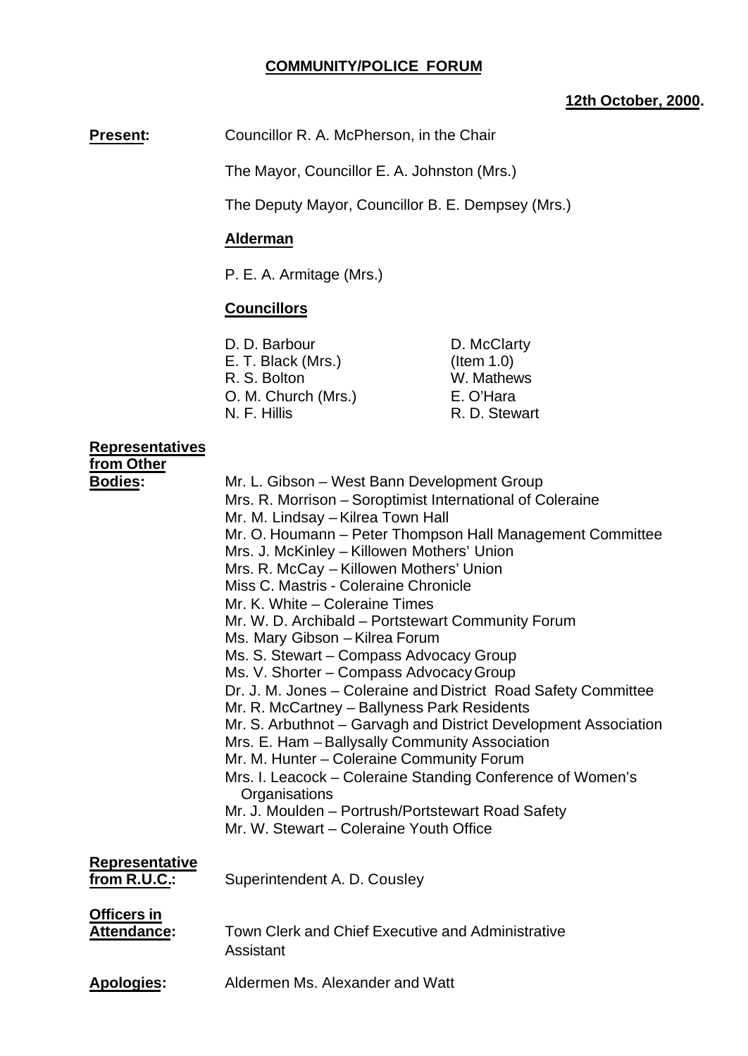# COMMUNITY/POLICE FORUM

**12th October, 2000.**

**Present:** Councillor R. A. McPherson, in the Chair

The Mayor, Councillor E. A. Johnston (Mrs.)

The Deputy Mayor, Councillor B. E. Dempsey (Mrs.)

**Alderman**

P. E. A. Armitage (Mrs.)

**Councillors**

D. D. Barbour
E. T. Black (Mrs.)
R. S. Bolton
O. M. Church (Mrs.)
N. F. Hillis
D. McClarty (Item 1.0)
W. Mathews
E. O'Hara
R. D. Stewart

**Representatives from Other Bodies:**

Mr. L. Gibson – West Bann Development Group
Mrs. R. Morrison – Soroptimist International of Coleraine
Mr. M. Lindsay – Kilrea Town Hall
Mr. O. Houmann – Peter Thompson Hall Management Committee
Mrs. J. McKinley – Killowen Mothers' Union
Mrs. R. McCay – Killowen Mothers' Union
Miss C. Mastris - Coleraine Chronicle
Mr. K. White – Coleraine Times
Mr. W. D. Archibald – Portstewart Community Forum
Ms. Mary Gibson – Kilrea Forum
Ms. S. Stewart – Compass Advocacy Group
Ms. V. Shorter – Compass Advocacy Group
Dr. J. M. Jones – Coleraine and District Road Safety Committee
Mr. R. McCartney – Ballyness Park Residents
Mr. S. Arbuthnot – Garvagh and District Development Association
Mrs. E. Ham – Ballysally Community Association
Mr. M. Hunter – Coleraine Community Forum
Mrs. I. Leacock – Coleraine Standing Conference of Women's Organisations
Mr. J. Moulden – Portrush/Portstewart Road Safety
Mr. W. Stewart – Coleraine Youth Office

**Representative from R.U.C.:** Superintendent A. D. Cousley

**Officers in Attendance:** Town Clerk and Chief Executive and Administrative Assistant

**Apologies:** Aldermen Ms. Alexander and Watt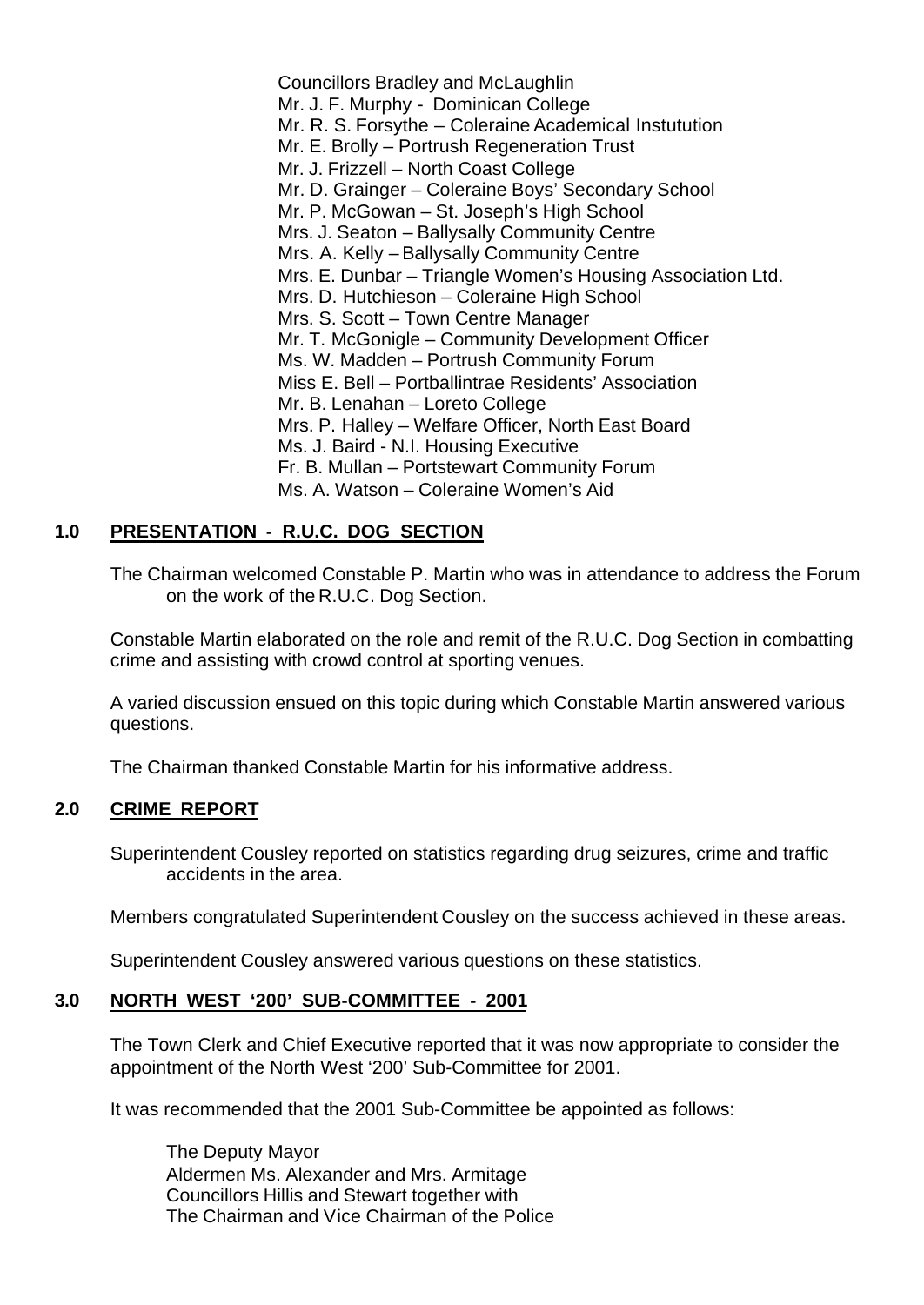Councillors Bradley and McLaughlin
Mr. J. F. Murphy - Dominican College
Mr. R. S. Forsythe – Coleraine Academical Instutution
Mr. E. Brolly – Portrush Regeneration Trust
Mr. J. Frizzell – North Coast College
Mr. D. Grainger – Coleraine Boys' Secondary School
Mr. P. McGowan – St. Joseph's High School
Mrs. J. Seaton – Ballysally Community Centre
Mrs. A. Kelly – Ballysally Community Centre
Mrs. E. Dunbar – Triangle Women's Housing Association Ltd.
Mrs. D. Hutchieson – Coleraine High School
Mrs. S. Scott – Town Centre Manager
Mr. T. McGonigle – Community Development Officer
Ms. W. Madden – Portrush Community Forum
Miss E. Bell – Portballintrae Residents' Association
Mr. B. Lenahan – Loreto College
Mrs. P. Halley – Welfare Officer, North East Board
Ms. J. Baird - N.I. Housing Executive
Fr. B. Mullan – Portstewart Community Forum
Ms. A. Watson – Coleraine Women's Aid

## 1.0 PRESENTATION - R.U.C. DOG SECTION

The Chairman welcomed Constable P. Martin who was in attendance to address the Forum on the work of the R.U.C. Dog Section.

Constable Martin elaborated on the role and remit of the R.U.C. Dog Section in combatting crime and assisting with crowd control at sporting venues.

A varied discussion ensued on this topic during which Constable Martin answered various questions.

The Chairman thanked Constable Martin for his informative address.

## 2.0 CRIME REPORT

Superintendent Cousley reported on statistics regarding drug seizures, crime and traffic accidents in the area.

Members congratulated Superintendent Cousley on the success achieved in these areas.

Superintendent Cousley answered various questions on these statistics.

## 3.0 NORTH WEST '200' SUB-COMMITTEE - 2001

The Town Clerk and Chief Executive reported that it was now appropriate to consider the appointment of the North West '200' Sub-Committee for 2001.

It was recommended that the 2001 Sub-Committee be appointed as follows:

The Deputy Mayor
Aldermen Ms. Alexander and Mrs. Armitage
Councillors Hillis and Stewart together with
The Chairman and Vice Chairman of the Police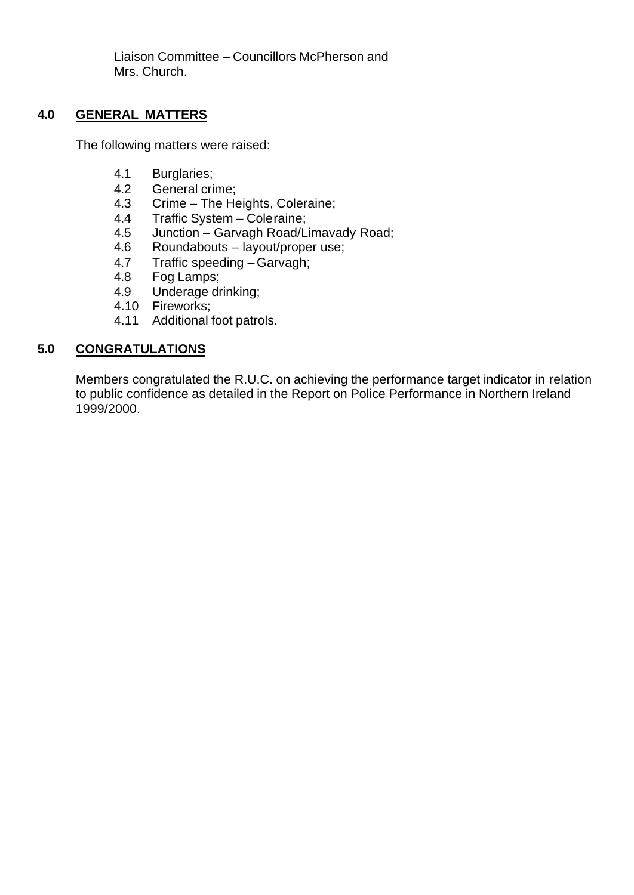Liaison Committee – Councillors McPherson and Mrs. Church.

## 4.0 GENERAL MATTERS

The following matters were raised:

4.1 Burglaries;
4.2 General crime;
4.3 Crime – The Heights, Coleraine;
4.4 Traffic System – Coleraine;
4.5 Junction – Garvagh Road/Limavady Road;
4.6 Roundabouts – layout/proper use;
4.7 Traffic speeding – Garvagh;
4.8 Fog Lamps;
4.9 Underage drinking;
4.10 Fireworks;
4.11 Additional foot patrols.

## 5.0 CONGRATULATIONS

Members congratulated the R.U.C. on achieving the performance target indicator in relation to public confidence as detailed in the Report on Police Performance in Northern Ireland 1999/2000.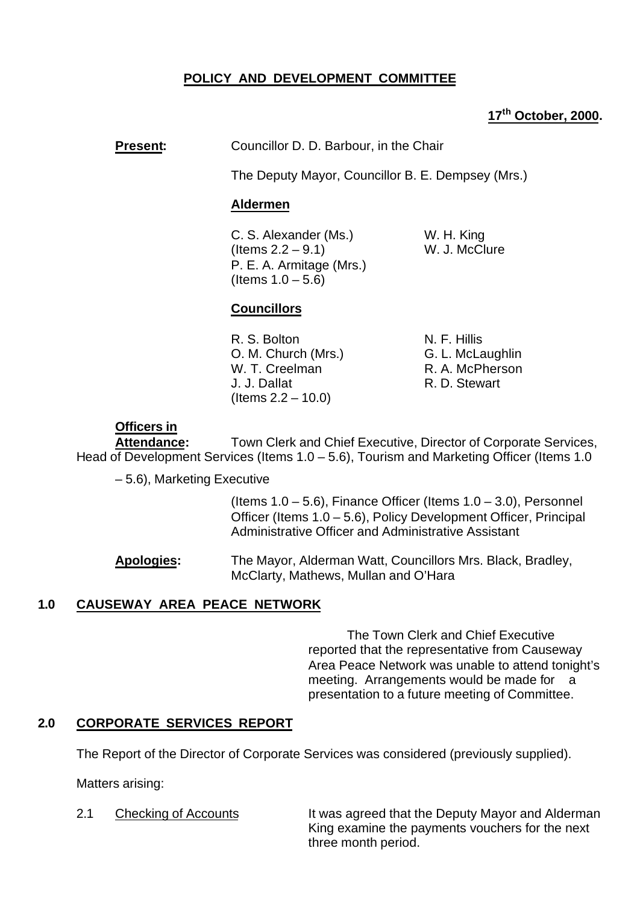## POLICY AND DEVELOPMENT COMMITTEE

**17th October, 2000.**

**Present:** Councillor D. D. Barbour, in the Chair

The Deputy Mayor, Councillor B. E. Dempsey (Mrs.)

**Aldermen**

C. S. Alexander (Ms.) (Items 2.2 – 9.1)
P. E. A. Armitage (Mrs.) (Items 1.0 – 5.6)
W. H. King
W. J. McClure

**Councillors**

R. S. Bolton
O. M. Church (Mrs.)
W. T. Creelman
J. J. Dallat (Items 2.2 – 10.0)
N. F. Hillis
G. L. McLaughlin
R. A. McPherson
R. D. Stewart

**Officers in Attendance:** Town Clerk and Chief Executive, Director of Corporate Services, Head of Development Services (Items 1.0 – 5.6), Tourism and Marketing Officer (Items 1.0 – 5.6), Marketing Executive (Items 1.0 – 5.6), Finance Officer (Items 1.0 – 3.0), Personnel Officer (Items 1.0 – 5.6), Policy Development Officer, Principal Administrative Officer and Administrative Assistant

**Apologies:** The Mayor, Alderman Watt, Councillors Mrs. Black, Bradley, McClarty, Mathews, Mullan and O'Hara

### 1.0 CAUSEWAY AREA PEACE NETWORK

The Town Clerk and Chief Executive reported that the representative from Causeway Area Peace Network was unable to attend tonight's meeting. Arrangements would be made for a presentation to a future meeting of Committee.

### 2.0 CORPORATE SERVICES REPORT

The Report of the Director of Corporate Services was considered (previously supplied).

Matters arising:

2.1 Checking of Accounts

It was agreed that the Deputy Mayor and Alderman King examine the payments vouchers for the next three month period.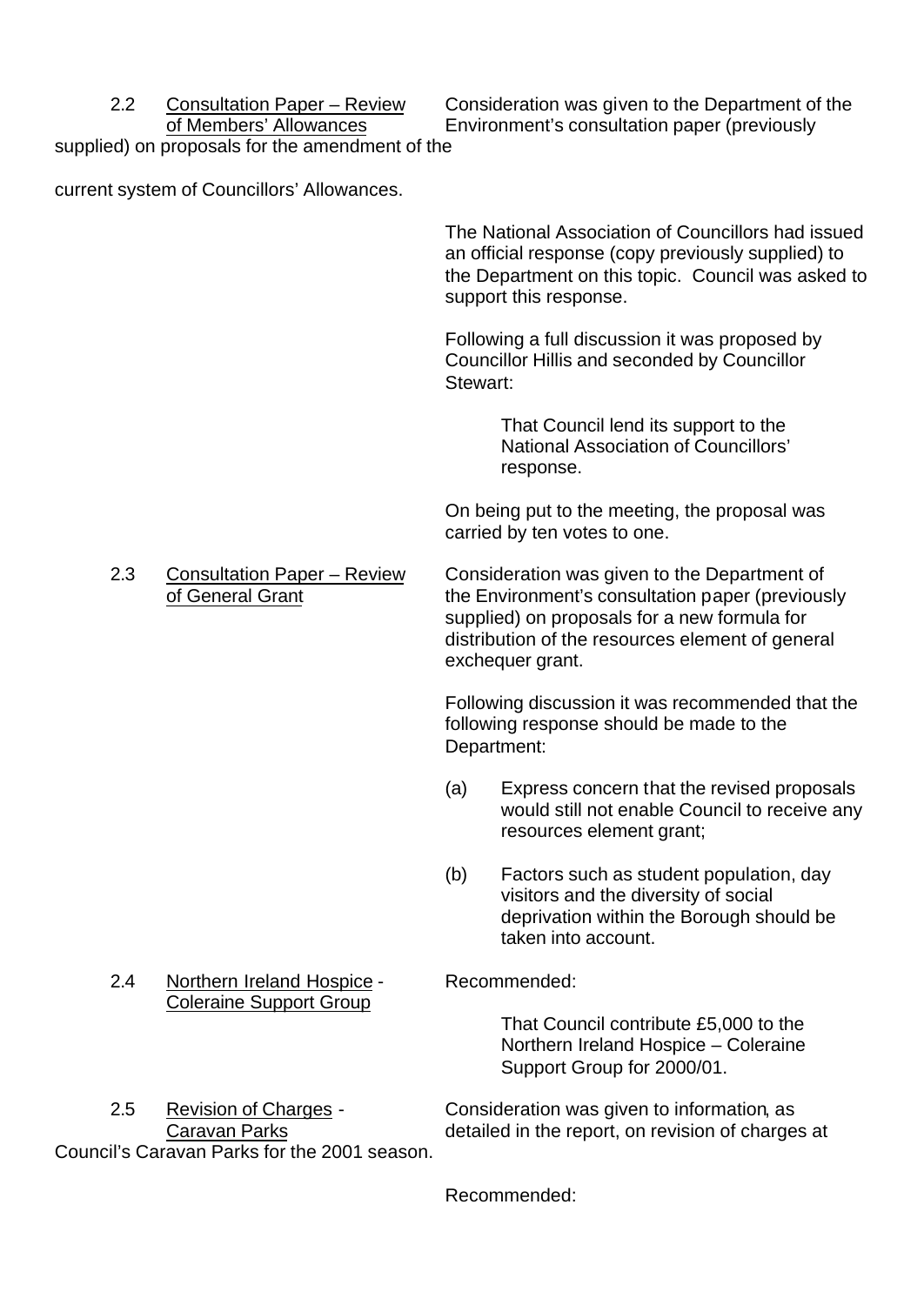2.2 <u>Consultation Paper – Review of Members' Allowances</u>

Consideration was given to the Department of the Environment's consultation paper (previously supplied) on proposals for the amendment of the current system of Councillors' Allowances.

The National Association of Councillors had issued an official response (copy previously supplied) to the Department on this topic. Council was asked to support this response.

Following a full discussion it was proposed by Councillor Hillis and seconded by Councillor Stewart:

> That Council lend its support to the National Association of Councillors' response.

On being put to the meeting, the proposal was carried by ten votes to one.

2.3 <u>Consultation Paper – Review of General Grant</u>

Consideration was given to the Department of the Environment's consultation paper (previously supplied) on proposals for a new formula for distribution of the resources element of general exchequer grant.

Following discussion it was recommended that the following response should be made to the Department:

(a) Express concern that the revised proposals would still not enable Council to receive any resources element grant;

(b) Factors such as student population, day visitors and the diversity of social deprivation within the Borough should be taken into account.

2.4 <u>Northern Ireland Hospice</u> - <u>Coleraine Support Group</u>

Recommended:

> That Council contribute £5,000 to the Northern Ireland Hospice – Coleraine Support Group for 2000/01.

2.5 <u>Revision of Charges</u> - <u>Caravan Parks</u>

Consideration was given to information, as detailed in the report, on revision of charges at Council's Caravan Parks for the 2001 season.

Recommended: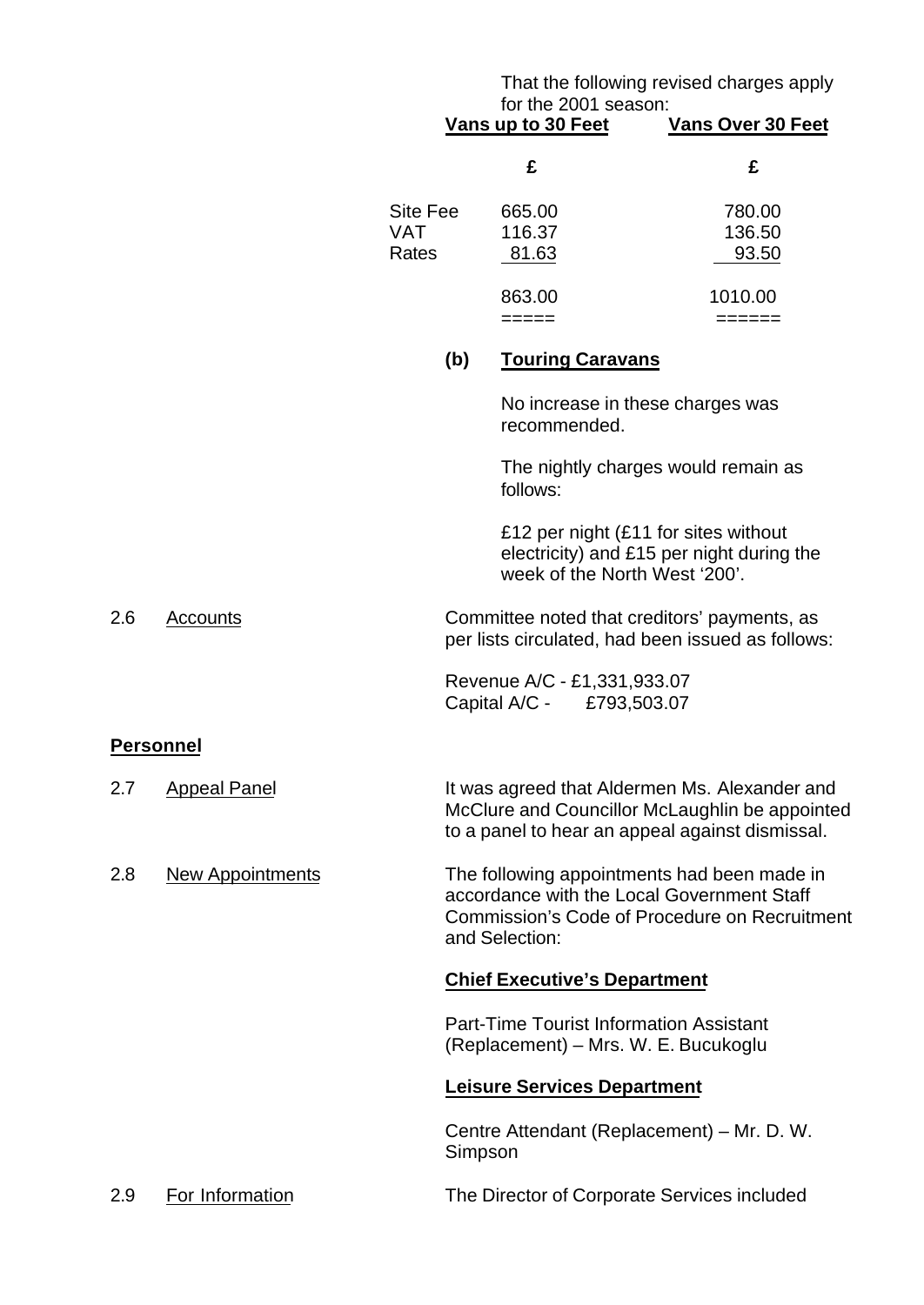That the following revised charges apply for the 2001 season:

| | Vans up to 30 Feet | Vans Over 30 Feet |
|---|---|---|
| | £ | £ |
| Site Fee | 665.00 | 780.00 |
| VAT | 116.37 | 136.50 |
| Rates | 81.63 | 93.50 |
| | 863.00 | 1010.00 |
| | ===== | ====== |

**(b) Touring Caravans**

No increase in these charges was recommended.

The nightly charges would remain as follows:

£12 per night (£11 for sites without electricity) and £15 per night during the week of the North West '200'.

2.6 Accounts

Committee noted that creditors' payments, as per lists circulated, had been issued as follows:

Revenue A/C - £1,331,933.07
Capital A/C - £793,503.07

**Personnel**

2.7 Appeal Panel

It was agreed that Aldermen Ms. Alexander and McClure and Councillor McLaughlin be appointed to a panel to hear an appeal against dismissal.

2.8 New Appointments

The following appointments had been made in accordance with the Local Government Staff Commission's Code of Procedure on Recruitment and Selection:

**Chief Executive's Department**

Part-Time Tourist Information Assistant (Replacement) – Mrs. W. E. Bucukoglu

**Leisure Services Department**

Centre Attendant (Replacement) – Mr. D. W. Simpson

2.9 For Information

The Director of Corporate Services included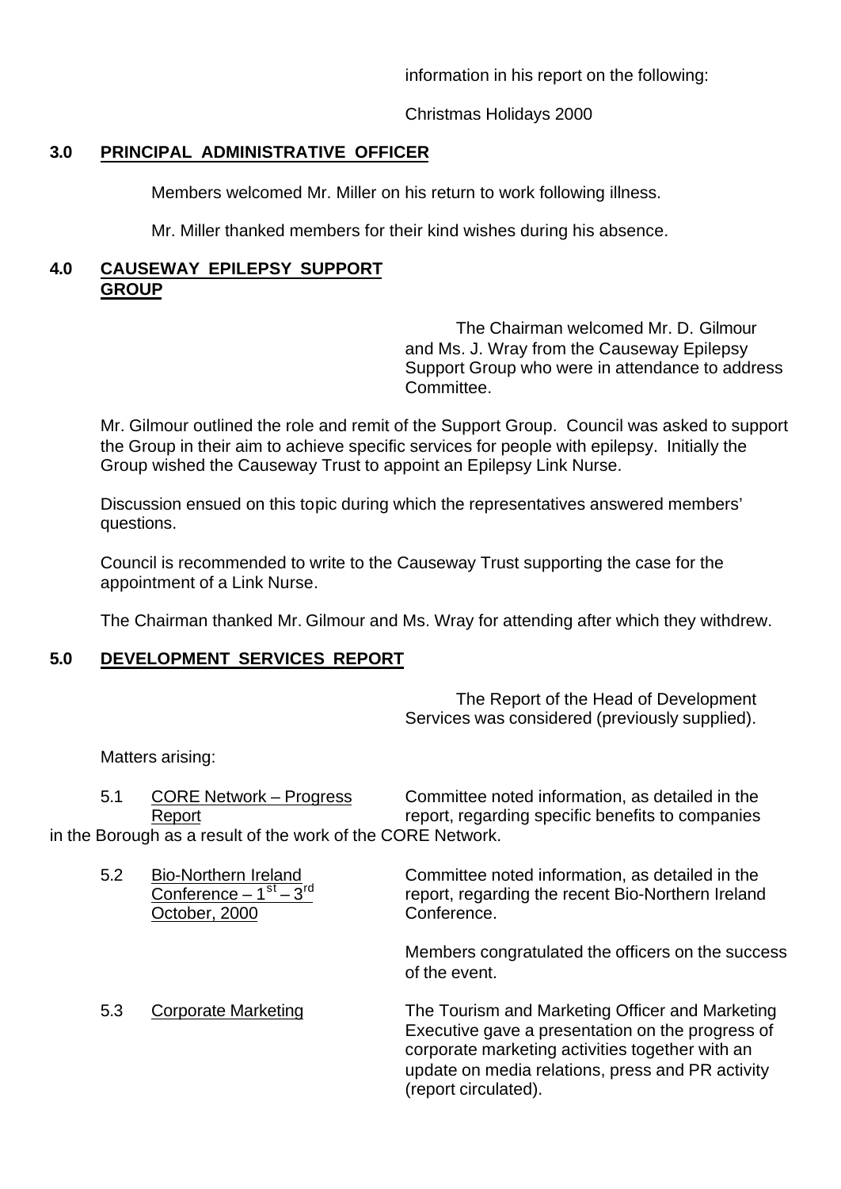information in his report on the following:

Christmas Holidays 2000

## 3.0 PRINCIPAL ADMINISTRATIVE OFFICER

Members welcomed Mr. Miller on his return to work following illness.

Mr. Miller thanked members for their kind wishes during his absence.

## 4.0 CAUSEWAY EPILEPSY SUPPORT GROUP

The Chairman welcomed Mr. D. Gilmour and Ms. J. Wray from the Causeway Epilepsy Support Group who were in attendance to address Committee.

Mr. Gilmour outlined the role and remit of the Support Group. Council was asked to support the Group in their aim to achieve specific services for people with epilepsy. Initially the Group wished the Causeway Trust to appoint an Epilepsy Link Nurse.

Discussion ensued on this topic during which the representatives answered members' questions.

Council is recommended to write to the Causeway Trust supporting the case for the appointment of a Link Nurse.

The Chairman thanked Mr. Gilmour and Ms. Wray for attending after which they withdrew.

## 5.0 DEVELOPMENT SERVICES REPORT

The Report of the Head of Development Services was considered (previously supplied).

Matters arising:

5.1 CORE Network – Progress Report

Committee noted information, as detailed in the report, regarding specific benefits to companies in the Borough as a result of the work of the CORE Network.

5.2 Bio-Northern Ireland Conference – 1st – 3rd October, 2000

Committee noted information, as detailed in the report, regarding the recent Bio-Northern Ireland Conference.

Members congratulated the officers on the success of the event.

5.3 Corporate Marketing

The Tourism and Marketing Officer and Marketing Executive gave a presentation on the progress of corporate marketing activities together with an update on media relations, press and PR activity (report circulated).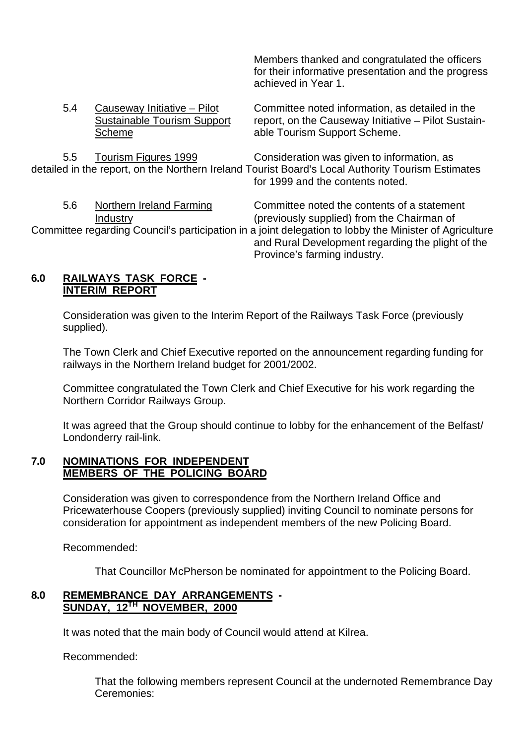Members thanked and congratulated the officers for their informative presentation and the progress achieved in Year 1.

5.4 Causeway Initiative – Pilot Sustainable Tourism Support Scheme

Committee noted information, as detailed in the report, on the Causeway Initiative – Pilot Sustainable Tourism Support Scheme.

5.5 Tourism Figures 1999

Consideration was given to information, as detailed in the report, on the Northern Ireland Tourist Board's Local Authority Tourism Estimates for 1999 and the contents noted.

5.6 Northern Ireland Farming Industry

Committee noted the contents of a statement (previously supplied) from the Chairman of Committee regarding Council's participation in a joint delegation to lobby the Minister of Agriculture and Rural Development regarding the plight of the Province's farming industry.

## 6.0 RAILWAYS TASK FORCE - INTERIM REPORT

Consideration was given to the Interim Report of the Railways Task Force (previously supplied).

The Town Clerk and Chief Executive reported on the announcement regarding funding for railways in the Northern Ireland budget for 2001/2002.

Committee congratulated the Town Clerk and Chief Executive for his work regarding the Northern Corridor Railways Group.

It was agreed that the Group should continue to lobby for the enhancement of the Belfast/ Londonderry rail-link.

## 7.0 NOMINATIONS FOR INDEPENDENT MEMBERS OF THE POLICING BOARD

Consideration was given to correspondence from the Northern Ireland Office and Pricewaterhouse Coopers (previously supplied) inviting Council to nominate persons for consideration for appointment as independent members of the new Policing Board.

Recommended:

That Councillor McPherson be nominated for appointment to the Policing Board.

## 8.0 REMEMBRANCE DAY ARRANGEMENTS - SUNDAY, 12TH NOVEMBER, 2000

It was noted that the main body of Council would attend at Kilrea.

Recommended:

That the following members represent Council at the undernoted Remembrance Day Ceremonies: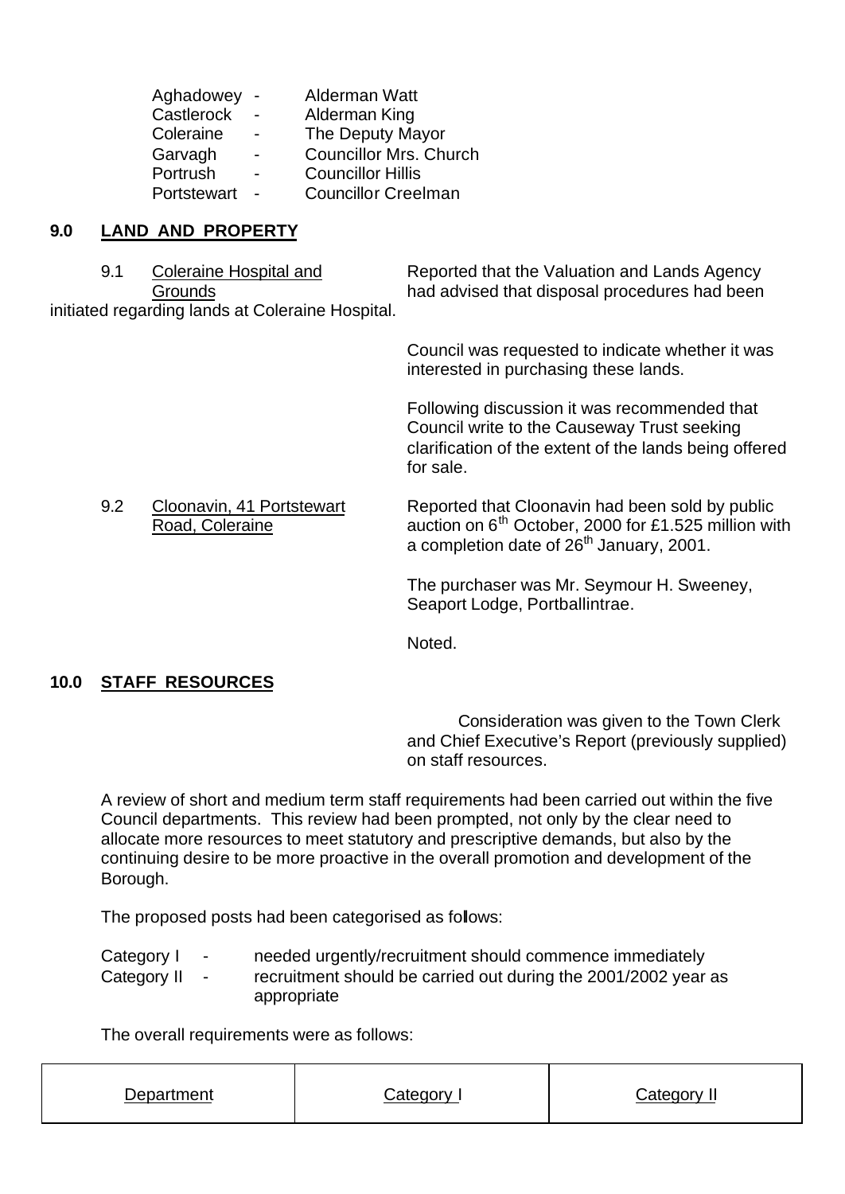| | | |
|---|---|---|
| Aghadowey | - | Alderman Watt |
| Castlerock | - | Alderman King |
| Coleraine | - | The Deputy Mayor |
| Garvagh | - | Councillor Mrs. Church |
| Portrush | - | Councillor Hillis |
| Portstewart | - | Councillor Creelman |

## 9.0 LAND AND PROPERTY

9.1 Coleraine Hospital and Grounds

Reported that the Valuation and Lands Agency had advised that disposal procedures had been initiated regarding lands at Coleraine Hospital.

Council was requested to indicate whether it was interested in purchasing these lands.

Following discussion it was recommended that Council write to the Causeway Trust seeking clarification of the extent of the lands being offered for sale.

9.2 Cloonavin, 41 Portstewart Road, Coleraine

Reported that Cloonavin had been sold by public auction on 6th October, 2000 for £1.525 million with a completion date of 26th January, 2001.

The purchaser was Mr. Seymour H. Sweeney, Seaport Lodge, Portballintrae.

Noted.

## 10.0 STAFF RESOURCES

Consideration was given to the Town Clerk and Chief Executive's Report (previously supplied) on staff resources.

A review of short and medium term staff requirements had been carried out within the five Council departments. This review had been prompted, not only by the clear need to allocate more resources to meet statutory and prescriptive demands, but also by the continuing desire to be more proactive in the overall promotion and development of the Borough.

The proposed posts had been categorised as follows:

| | | |
|---|---|---|
| Category I | - | needed urgently/recruitment should commence immediately |
| Category II | - | recruitment should be carried out during the 2001/2002 year as appropriate |

The overall requirements were as follows:

| Department | Category I | Category II |
|---|---|---|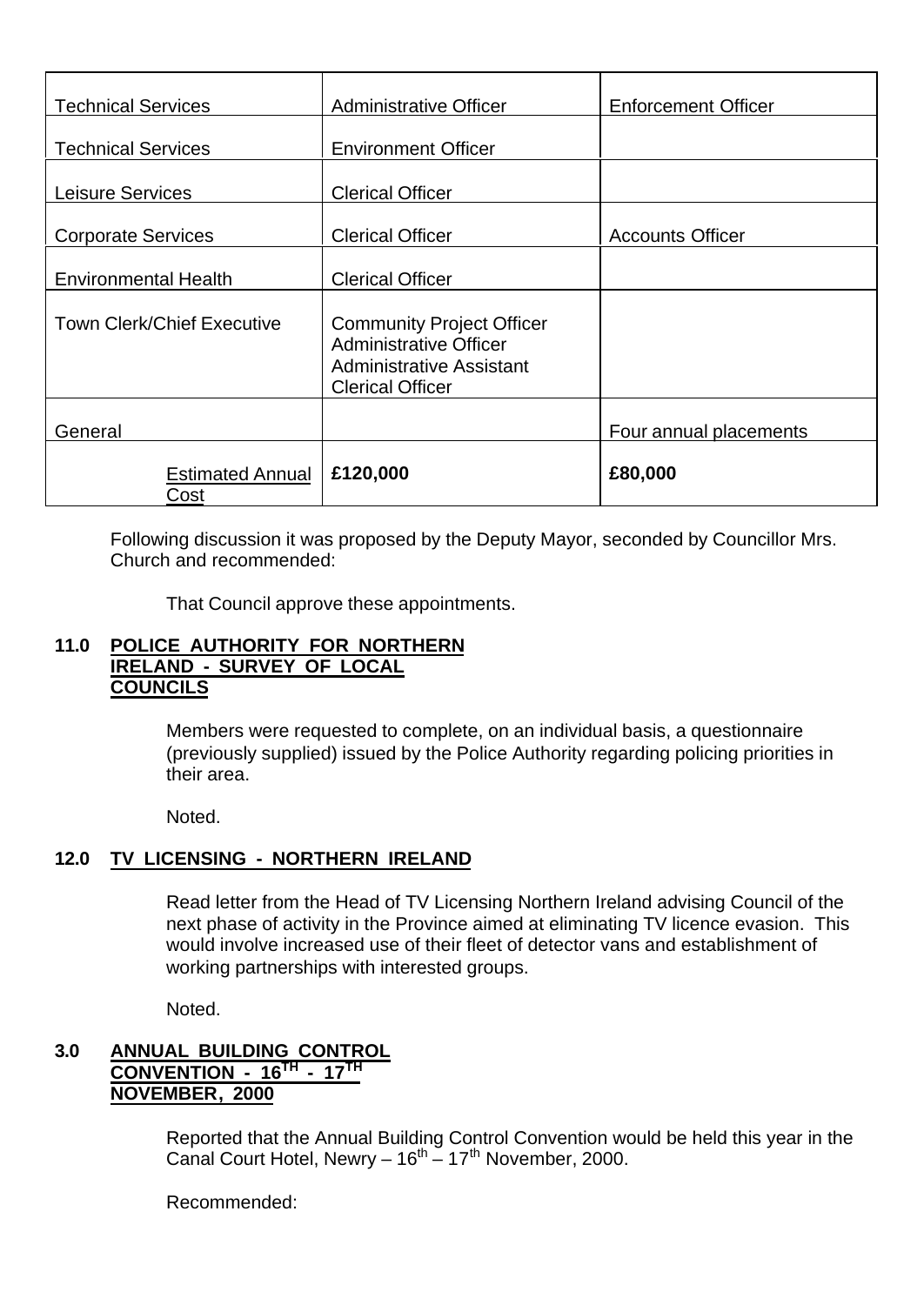| | | |
|---|---|---|
| Technical Services | Administrative Officer | Enforcement Officer |
| Technical Services | Environment Officer | |
| Leisure Services | Clerical Officer | |
| Corporate Services | Clerical Officer | Accounts Officer |
| Environmental Health | Clerical Officer | |
| Town Clerk/Chief Executive | Community Project Officer<br>Administrative Officer<br>Administrative Assistant<br>Clerical Officer | |
| General | | Four annual placements |
| Estimated Annual Cost | **£120,000** | **£80,000** |

Following discussion it was proposed by the Deputy Mayor, seconded by Councillor Mrs. Church and recommended:

That Council approve these appointments.

**11.0 POLICE AUTHORITY FOR NORTHERN IRELAND - SURVEY OF LOCAL COUNCILS**

Members were requested to complete, on an individual basis, a questionnaire (previously supplied) issued by the Police Authority regarding policing priorities in their area.

Noted.

**12.0 TV LICENSING - NORTHERN IRELAND**

Read letter from the Head of TV Licensing Northern Ireland advising Council of the next phase of activity in the Province aimed at eliminating TV licence evasion. This would involve increased use of their fleet of detector vans and establishment of working partnerships with interested groups.

Noted.

**3.0 ANNUAL BUILDING CONTROL CONVENTION - 16TH - 17TH NOVEMBER, 2000**

Reported that the Annual Building Control Convention would be held this year in the Canal Court Hotel, Newry – 16th – 17th November, 2000.

Recommended: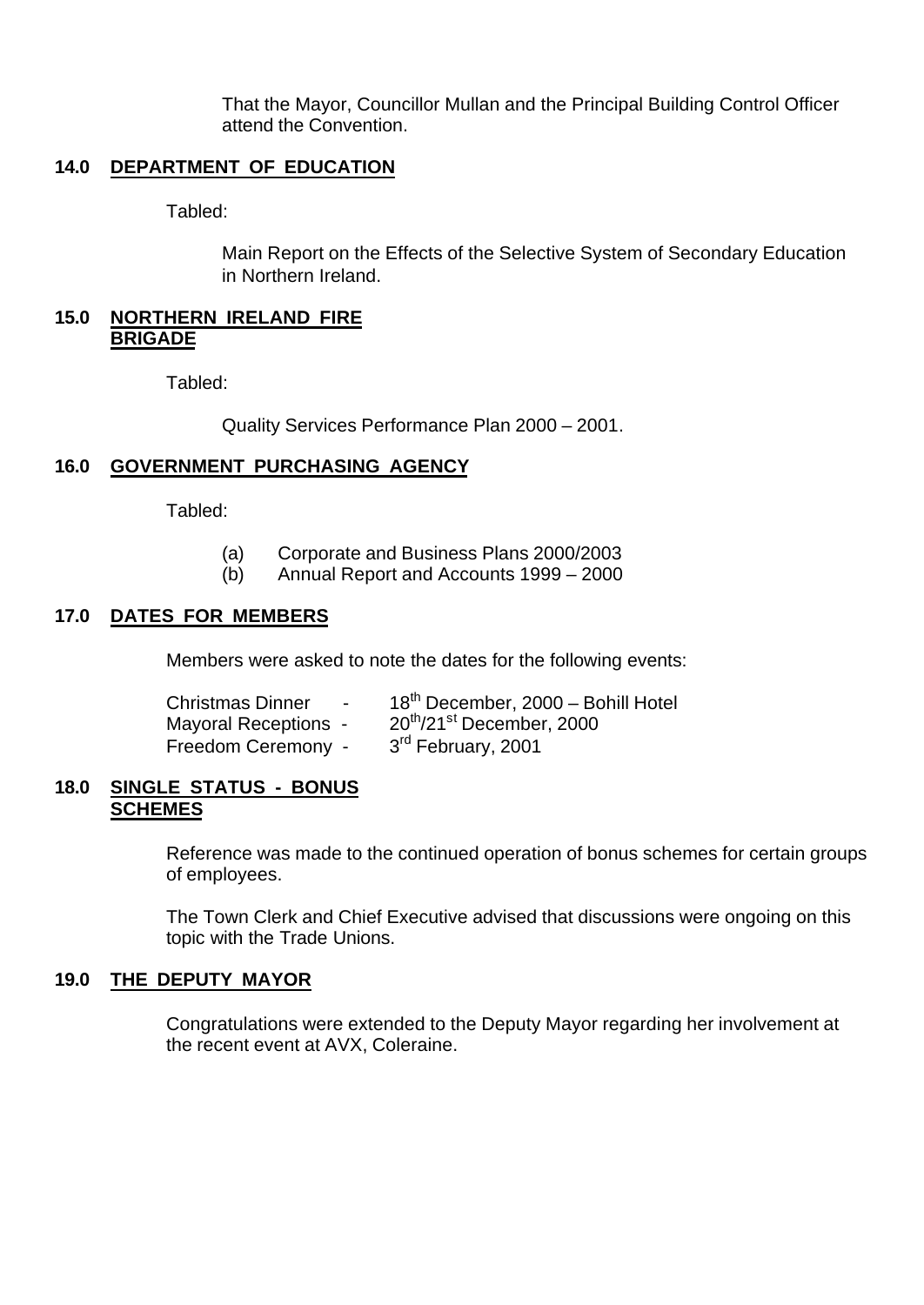That the Mayor, Councillor Mullan and the Principal Building Control Officer attend the Convention.

## 14.0 DEPARTMENT OF EDUCATION

Tabled:

Main Report on the Effects of the Selective System of Secondary Education in Northern Ireland.

## 15.0 NORTHERN IRELAND FIRE BRIGADE

Tabled:

Quality Services Performance Plan 2000 – 2001.

## 16.0 GOVERNMENT PURCHASING AGENCY

Tabled:

(a) Corporate and Business Plans 2000/2003
(b) Annual Report and Accounts 1999 – 2000

## 17.0 DATES FOR MEMBERS

Members were asked to note the dates for the following events:

| | | |
|---|---|---|
| Christmas Dinner | - | 18th December, 2000 – Bohill Hotel |
| Mayoral Receptions | - | 20th/21st December, 2000 |
| Freedom Ceremony | - | 3rd February, 2001 |

## 18.0 SINGLE STATUS - BONUS SCHEMES

Reference was made to the continued operation of bonus schemes for certain groups of employees.

The Town Clerk and Chief Executive advised that discussions were ongoing on this topic with the Trade Unions.

## 19.0 THE DEPUTY MAYOR

Congratulations were extended to the Deputy Mayor regarding her involvement at the recent event at AVX, Coleraine.